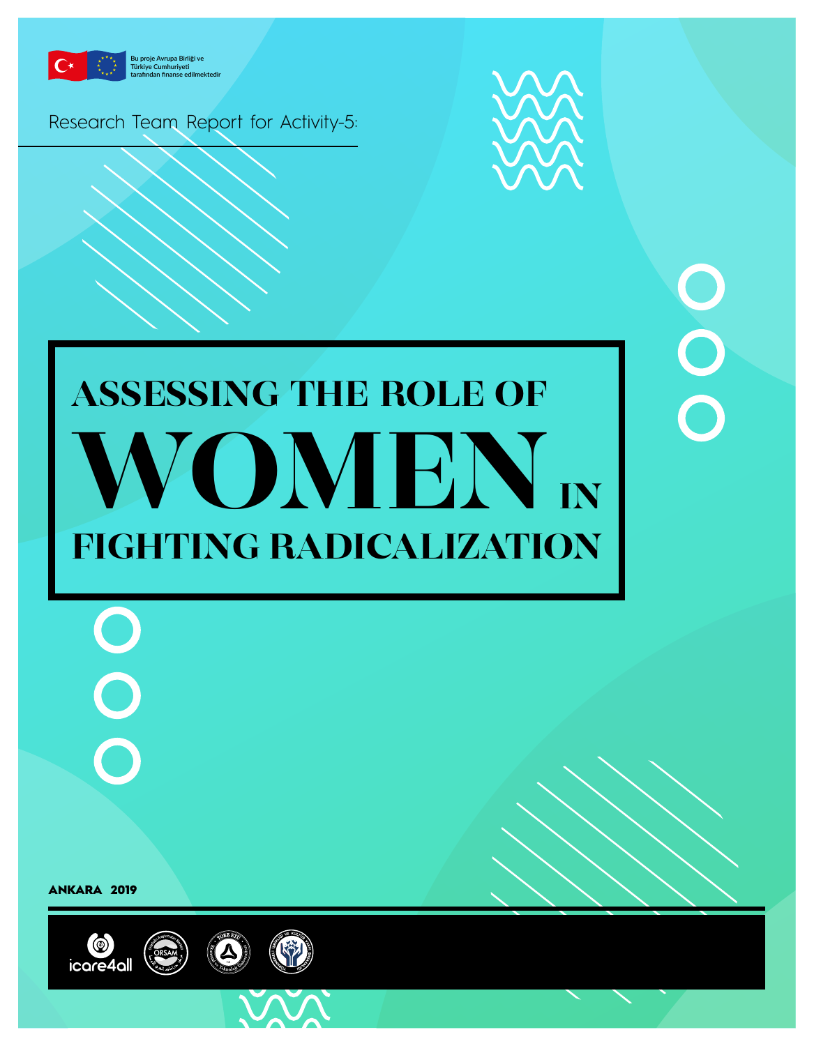Bu proje Avrupa Birliği ve Türkiye Cumhuriyeti tarafından finanse edilmektedir

Research Team Report for Activity-5:

# ASSESSING THE ROLE OF WOMEN IN FIGHTING RADICALIZATION

**ANKARA 2019**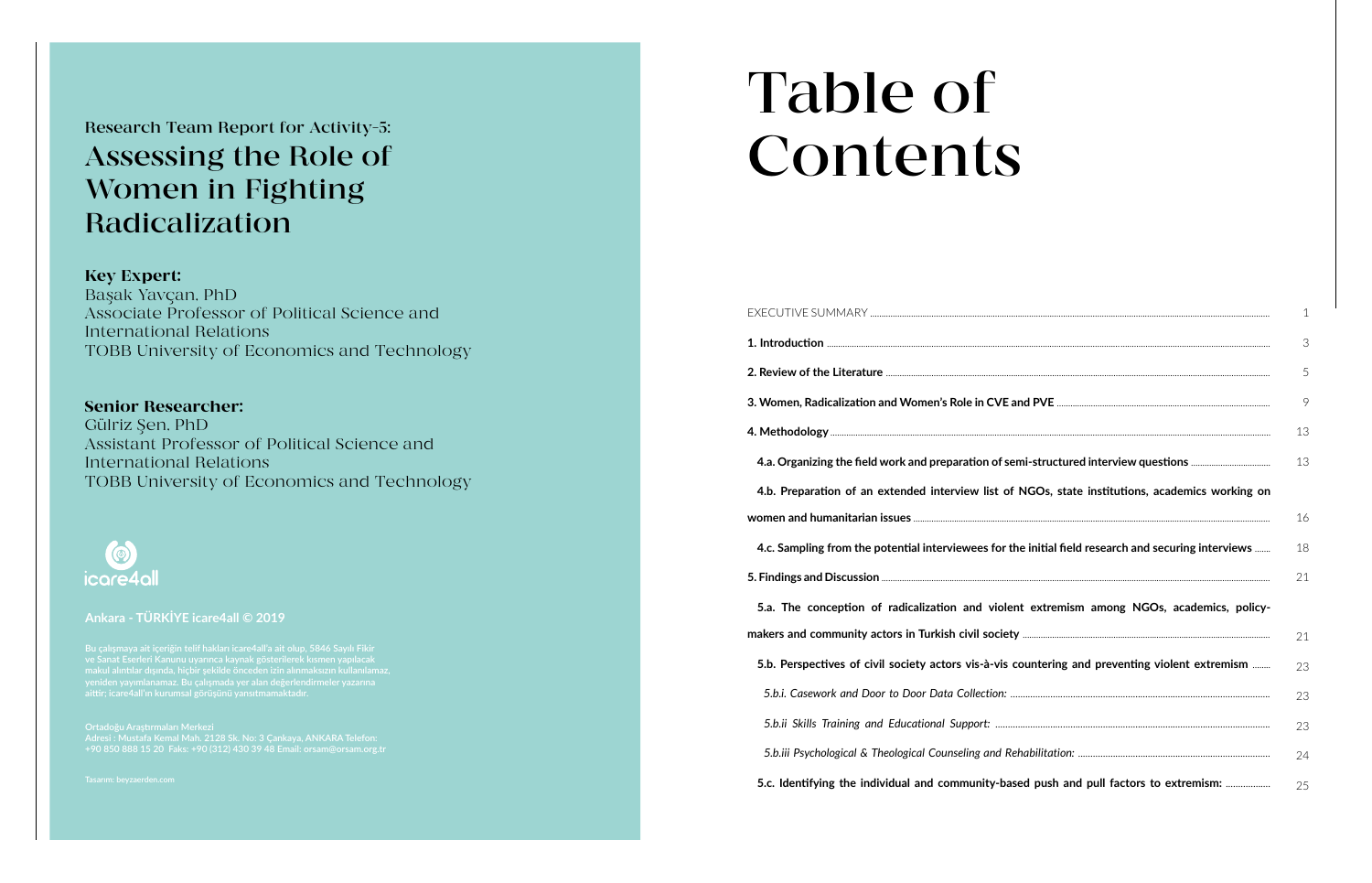Research Team Report for Activity-5:

# Assessing the Role of Women in Fighting Radicalization

**Key Expert:**
Başak Yavçan, PhD
Associate Professor of Political Science and International Relations
TOBB University of Economics and Technology

**Senior Researcher:**
Gülriz Şen, PhD
Assistant Professor of Political Science and International Relations
TOBB University of Economics and Technology

icare4all

**Ankara - TÜRKİYE icare4all © 2019**

Bu çalışmaya ait içeriğin telif hakları icare4all'a ait olup, 5846 Sayılı Fikir ve Sanat Eserleri Kanunu uyarınca kaynak gösterilerek kısmen yapılacak makul alıntılar dışında, hiçbir şekilde önceden izin alınmaksızın kullanılamaz, yeniden yayımlanamaz. Bu çalışmada yer alan değerlendirmeler yazarına aittir; icare4all'ın kurumsal görüşünü yansıtmamaktadır.

Ortadoğu Araştırmaları Merkezi
Adresi : Mustafa Kemal Mah. 2128 Sk. No: 3 Çankaya, ANKARA Telefon: +90 850 888 15 20 Faks: +90 (312) 430 39 48 Email: orsam@orsam.org.tr

Tasarım: beyzaerden.com

# Table of Contents

| | |
|---|---|
| EXECUTIVE SUMMARY | 1 |
| **1. Introduction** | 3 |
| **2. Review of the Literature** | 5 |
| **3. Women, Radicalization and Women's Role in CVE and PVE** | 9 |
| **4. Methodology** | 13 |
| **4.a. Organizing the field work and preparation of semi-structured interview questions** | 13 |
| **4.b. Preparation of an extended interview list of NGOs, state institutions, academics working on women and humanitarian issues** | 16 |
| **4.c. Sampling from the potential interviewees for the initial field research and securing interviews** | 18 |
| **5. Findings and Discussion** | 21 |
| **5.a. The conception of radicalization and violent extremism among NGOs, academics, policy-makers and community actors in Turkish civil society** | 21 |
| **5.b. Perspectives of civil society actors vis-à-vis countering and preventing violent extremism** | 23 |
| *5.b.i. Casework and Door to Door Data Collection:* | 23 |
| *5.b.ii Skills Training and Educational Support:* | 23 |
| *5.b.iii Psychological & Theological Counseling and Rehabilitation:* | 24 |
| **5.c. Identifying the individual and community-based push and pull factors to extremism:** | 25 |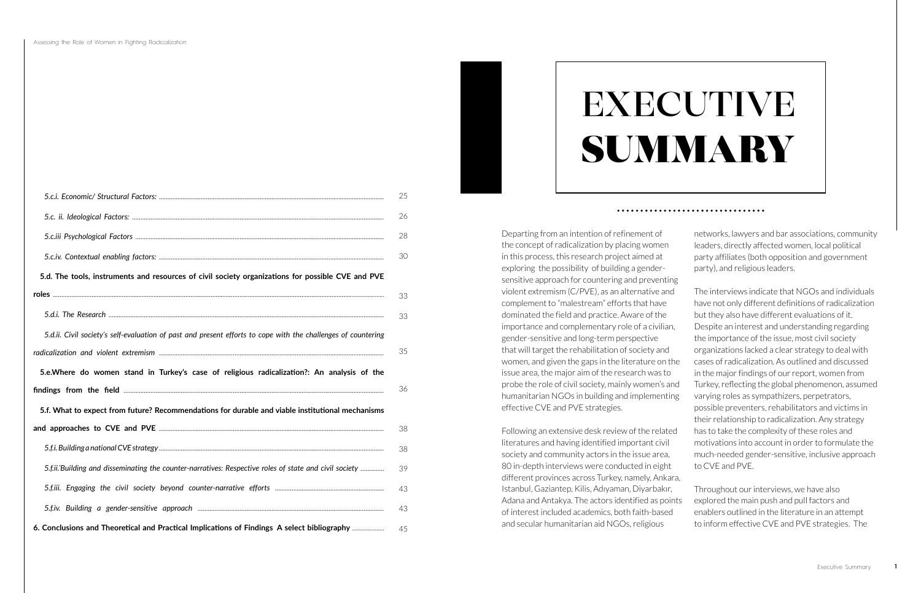| | |
|---|---|
| *5.c.i. Economic/ Structural Factors:* | 25 |
| *5.c. ii. Ideological Factors:* | 26 |
| *5.c.iii Psychological Factors* | 28 |
| *5.c.iv. Contextual enabling factors:* | 30 |
| **5.d. The tools, instruments and resources of civil society organizations for possible CVE and PVE roles** | 33 |
| *5.d.i. The Research* | 33 |
| *5.d.ii. Civil society's self-evaluation of past and present efforts to cope with the challenges of countering radicalization and violent extremism* | 35 |
| **5.e.Where do women stand in Turkey's case of religious radicalization?: An analysis of the findings from the field** | 36 |
| **5.f. What to expect from future? Recommendations for durable and viable institutional mechanisms and approaches to CVE and PVE** | 38 |
| *5.f.i. Building a national CVE strategy* | 38 |
| *5.f.ii.'Building and disseminating the counter-narratives: Respective roles of state and civil society* | 39 |
| *5.f.iii. Engaging the civil society beyond counter-narrative efforts* | 43 |
| *5.f.iv. Building a gender-sensitive approach* | 43 |
| **6. Conclusions and Theoretical and Practical Implications of Findings A select bibliography** | 45 |

# EXECUTIVE SUMMARY

Departing from an intention of refinement of the concept of radicalization by placing women in this process, this research project aimed at exploring the possibility of building a gender-sensitive approach for countering and preventing violent extremism (C/PVE), as an alternative and complement to "malestream" efforts that have dominated the field and practice. Aware of the importance and complementary role of a civilian, gender-sensitive and long-term perspective that will target the rehabilitation of society and women, and given the gaps in the literature on the issue area, the major aim of the research was to probe the role of civil society, mainly women's and humanitarian NGOs in building and implementing effective CVE and PVE strategies.

Following an extensive desk review of the related literatures and having identified important civil society and community actors in the issue area, 80 in-depth interviews were conducted in eight different provinces across Turkey, namely, Ankara, Istanbul, Gaziantep, Kilis, Adıyaman, Diyarbakır, Adana and Antakya. The actors identified as points of interest included academics, both faith-based and secular humanitarian aid NGOs, religious networks, lawyers and bar associations, community leaders, directly affected women, local political party affiliates (both opposition and government party), and religious leaders.

The interviews indicate that NGOs and individuals have not only different definitions of radicalization but they also have different evaluations of it. Despite an interest and understanding regarding the importance of the issue, most civil society organizations lacked a clear strategy to deal with cases of radicalization. As outlined and discussed in the major findings of our report, women from Turkey, reflecting the global phenomenon, assumed varying roles as sympathizers, perpetrators, possible preventers, rehabilitators and victims in their relationship to radicalization. Any strategy has to take the complexity of these roles and motivations into account in order to formulate the much-needed gender-sensitive, inclusive approach to CVE and PVE.

Throughout our interviews, we have also explored the main push and pull factors and enablers outlined in the literature in an attempt to inform effective CVE and PVE strategies. The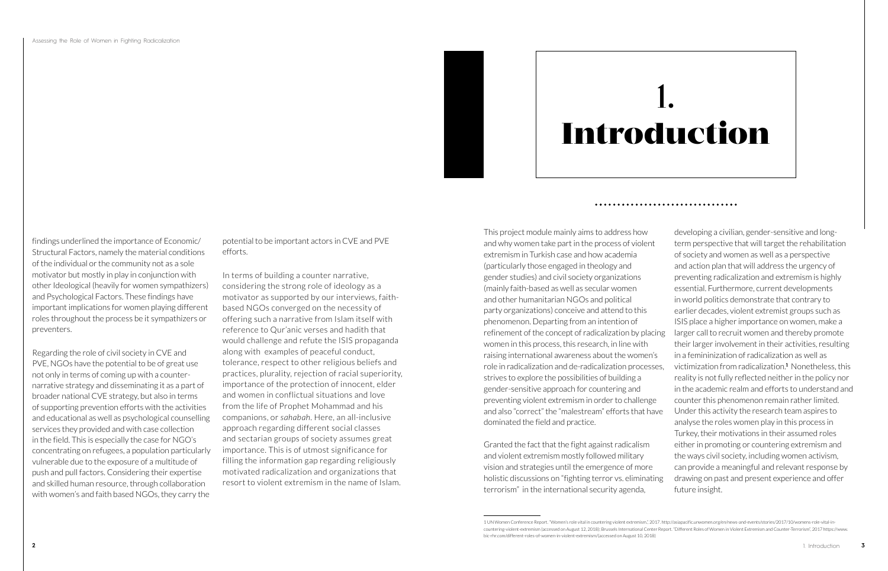findings underlined the importance of Economic/ Structural Factors, namely the material conditions of the individual or the community not as a sole motivator but mostly in play in conjunction with other Ideological (heavily for women sympathizers) and Psychological Factors. These findings have important implications for women playing different roles throughout the process be it sympathizers or preventers.

Regarding the role of civil society in CVE and PVE, NGOs have the potential to be of great use not only in terms of coming up with a counter-narrative strategy and disseminating it as a part of broader national CVE strategy, but also in terms of supporting prevention efforts with the activities and educational as well as psychological counselling services they provided and with case collection in the field. This is especially the case for NGO's concentrating on refugees, a population particularly vulnerable due to the exposure of a multitude of push and pull factors. Considering their expertise and skilled human resource, through collaboration with women's and faith based NGOs, they carry the potential to be important actors in CVE and PVE efforts.

In terms of building a counter narrative, considering the strong role of ideology as a motivator as supported by our interviews, faith-based NGOs converged on the necessity of offering such a narrative from Islam itself with reference to Qur'anic verses and hadith that would challenge and refute the ISIS propaganda along with examples of peaceful conduct, tolerance, respect to other religious beliefs and practices, plurality, rejection of racial superiority, importance of the protection of innocent, elder and women in conflictual situations and love from the life of Prophet Mohammad and his companions, or *sahabah*. Here, an all-inclusive approach regarding different social classes and sectarian groups of society assumes great importance. This is of utmost significance for filling the information gap regarding religiously motivated radicalization and organizations that resort to violent extremism in the name of Islam.

# 1. Introduction

This project module mainly aims to address how and why women take part in the process of violent extremism in Turkish case and how academia (particularly those engaged in theology and gender studies) and civil society organizations (mainly faith-based as well as secular women and other humanitarian NGOs and political party organizations) conceive and attend to this phenomenon. Departing from an intention of refinement of the concept of radicalization by placing women in this process, this research, in line with raising international awareness about the women's role in radicalization and de-radicalization processes, strives to explore the possibilities of building a gender-sensitive approach for countering and preventing violent extremism in order to challenge and also "correct" the "malestream" efforts that have dominated the field and practice.

Granted the fact that the fight against radicalism and violent extremism mostly followed military vision and strategies until the emergence of more holistic discussions on "fighting terror vs. eliminating terrorism" in the international security agenda, developing a civilian, gender-sensitive and long-term perspective that will target the rehabilitation of society and women as well as a perspective and action plan that will address the urgency of preventing radicalization and extremism is highly essential. Furthermore, current developments in world politics demonstrate that contrary to earlier decades, violent extremist groups such as ISIS place a higher importance on women, make a larger call to recruit women and thereby promote their larger involvement in their activities, resulting in a femininization of radicalization as well as victimization from radicalization.[1] Nonetheless, this reality is not fully reflected neither in the policy nor in the academic realm and efforts to understand and counter this phenomenon remain rather limited. Under this activity the research team aspires to analyse the roles women play in this process in Turkey, their motivations in their assumed roles either in promoting or countering extremism and the ways civil society, including women activism, can provide a meaningful and relevant response by drawing on past and present experience and offer future insight.

---

1 UN Women Conference Report, "Women's role vital in countering violent extremism," 2017. http://asiapacific.unwomen.org/en/news-and-events/stories/2017/10/womens-role-vital-in-countering-violent-extremism (accessed on August 12, 2018); Brussels International Center Report, "Different Roles of Women in Violent Extremism and Counter-Terrorism", 2017 https://www.bic-rhr.com/different-roles-of-women-in-violent-extremism/(accessed on August 10, 2018)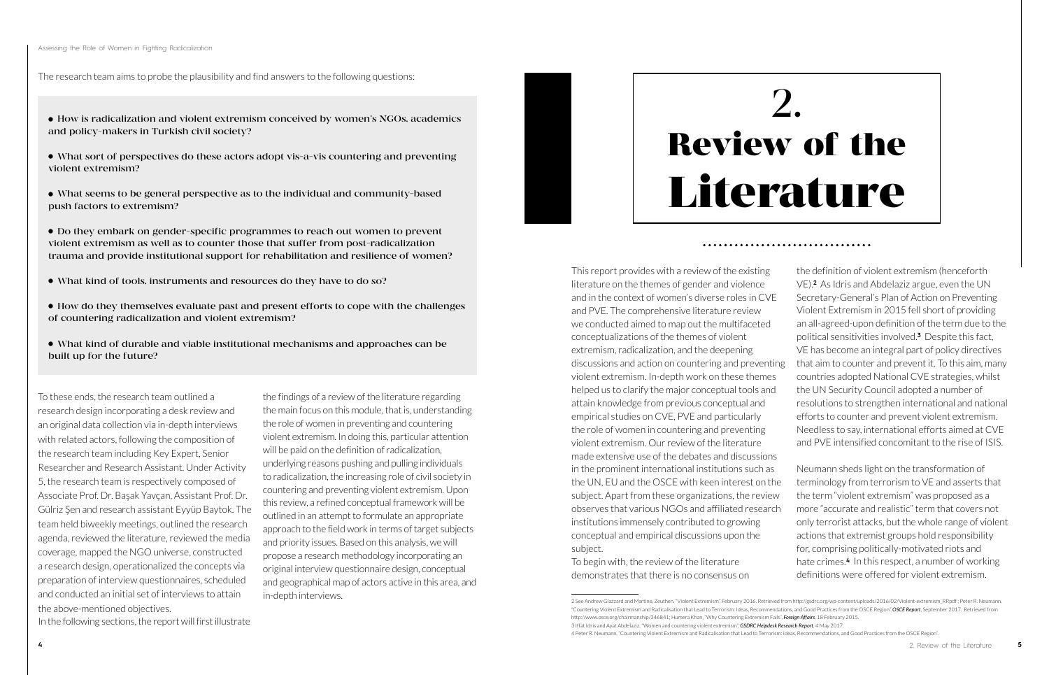The research team aims to probe the plausibility and find answers to the following questions:

- **How is radicalization and violent extremism conceived by women's NGOs, academics and policy-makers in Turkish civil society?**
- **What sort of perspectives do these actors adopt vis-a-vis countering and preventing violent extremism?**
- **What seems to be general perspective as to the individual and community-based push factors to extremism?**
- **Do they embark on gender-specific programmes to reach out women to prevent violent extremism as well as to counter those that suffer from post-radicalization trauma and provide institutional support for rehabilitation and resilience of women?**
- **What kind of tools, instruments and resources do they have to do so?**
- **How do they themselves evaluate past and present efforts to cope with the challenges of countering radicalization and violent extremism?**
- **What kind of durable and viable institutional mechanisms and approaches can be built up for the future?**

To these ends, the research team outlined a research design incorporating a desk review and an original data collection via in-depth interviews with related actors, following the composition of the research team including Key Expert, Senior Researcher and Research Assistant. Under Activity 5, the research team is respectively composed of Associate Prof. Dr. Başak Yavçan, Assistant Prof. Dr. Gülriz Şen and research assistant Eyyüp Baytok. The team held biweekly meetings, outlined the research agenda, reviewed the literature, reviewed the media coverage, mapped the NGO universe, constructed a research design, operationalized the concepts via preparation of interview questionnaires, scheduled and conducted an initial set of interviews to attain the above-mentioned objectives.

In the following sections, the report will first illustrate the findings of a review of the literature regarding the main focus on this module, that is, understanding the role of women in preventing and countering violent extremism. In doing this, particular attention will be paid on the definition of radicalization, underlying reasons pushing and pulling individuals to radicalization, the increasing role of civil society in countering and preventing violent extremism. Upon this review, a refined conceptual framework will be outlined in an attempt to formulate an appropriate approach to the field work in terms of target subjects and priority issues. Based on this analysis, we will propose a research methodology incorporating an original interview questionnaire design, conceptual and geographical map of actors active in this area, and in-depth interviews.

# 2. Review of the Literature

This report provides with a review of the existing literature on the themes of gender and violence and in the context of women's diverse roles in CVE and PVE. The comprehensive literature review we conducted aimed to map out the multifaceted conceptualizations of the themes of violent extremism, radicalization, and the deepening discussions and action on countering and preventing violent extremism. In-depth work on these themes helped us to clarify the major conceptual tools and attain knowledge from previous conceptual and empirical studies on CVE, PVE and particularly the role of women in countering and preventing violent extremism. Our review of the literature made extensive use of the debates and discussions in the prominent international institutions such as the UN, EU and the OSCE with keen interest on the subject. Apart from these organizations, the review observes that various NGOs and affiliated research institutions immensely contributed to growing conceptual and empirical discussions upon the subject.

To begin with, the review of the literature demonstrates that there is no consensus on the definition of violent extremism (henceforth VE).[2] As Idris and Abdelaziz argue, even the UN Secretary-General's Plan of Action on Preventing Violent Extremism in 2015 fell short of providing an all-agreed-upon definition of the term due to the political sensitivities involved.[3] Despite this fact, VE has become an integral part of policy directives that aim to counter and prevent it. To this aim, many countries adopted National CVE strategies, whilst the UN Security Council adopted a number of resolutions to strengthen international and national efforts to counter and prevent violent extremism. Needless to say, international efforts aimed at CVE and PVE intensified concomitant to the rise of ISIS.

Neumann sheds light on the transformation of terminology from terrorism to VE and asserts that the term "violent extremism" was proposed as a more "accurate and realistic" term that covers not only terrorist attacks, but the whole range of violent actions that extremist groups hold responsibility for, comprising politically-motivated riots and hate crimes.[4] In this respect, a number of working definitions were offered for violent extremism.

---

2 See Andrew Glazzard and Martine, Zeuthen, "Violent Extremism", February 2016. Retrieved from http://gsdrc.org/wp-content/uploads/2016/02/Violent-extremism_RP.pdf ; Peter R. Neumann, "Countering Violent Extremism and Radicalisation that Lead to Terrorism: Ideas, Recommendations, and Good Practices from the OSCE Region", *OSCE Report*, September 2017. Retrieved from http://www.osce.org/chairmanship/346841; Humera Khan, "Why Countering Extremism Fails", *Foreign Affairs*, 18 February 2015.

3 Iffat Idris and Ayat Abdelaziz, "Women and countering violent extremism", *GSDRC Helpdesk Research Report*, 4 May 2017.

4 Peter R. Neumann, "Countering Violent Extremism and Radicalisation that Lead to Terrorism: Ideas, Recommendations, and Good Practices from the OSCE Region".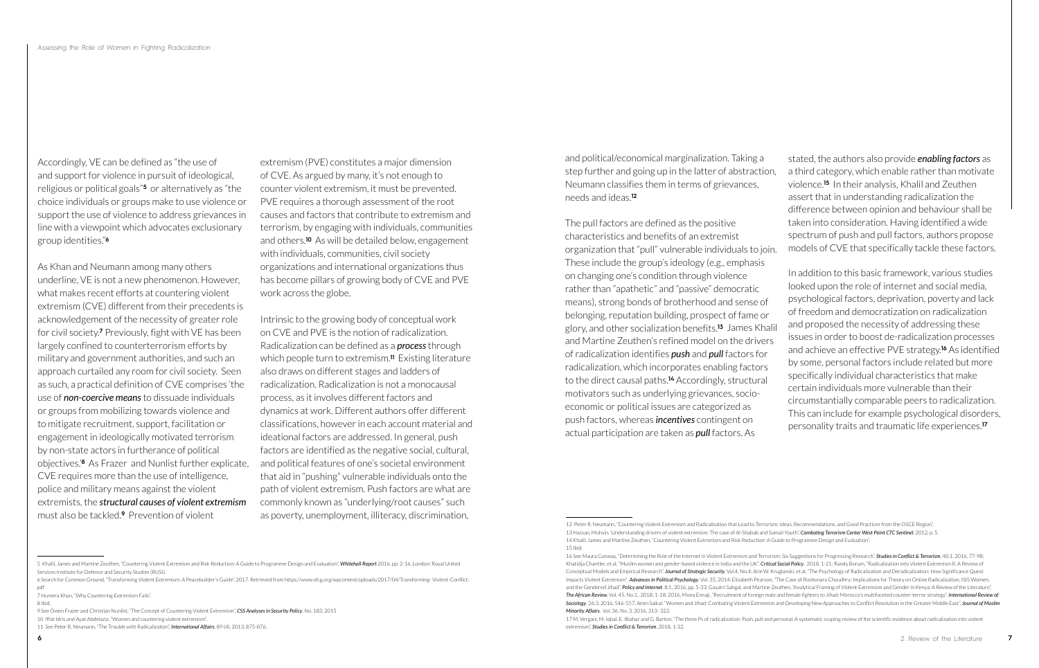Accordingly, VE can be defined as "the use of and support for violence in pursuit of ideological, religious or political goals"[5] or alternatively as "the choice individuals or groups make to use violence or support the use of violence to address grievances in line with a viewpoint which advocates exclusionary group identities."[6]

As Khan and Neumann among many others underline, VE is not a new phenomenon. However, what makes recent efforts at countering violent extremism (CVE) different from their precedents is acknowledgement of the necessity of greater role for civil society.[7] Previously, fight with VE has been largely confined to counterterrorism efforts by military and government authorities, and such an approach curtailed any room for civil society. Seen as such, a practical definition of CVE comprises 'the use of ***non-coercive means*** to dissuade individuals or groups from mobilizing towards violence and to mitigate recruitment, support, facilitation or engagement in ideologically motivated terrorism by non-state actors in furtherance of political objectives.'[8] As Frazer and Nunlist further explicate, CVE requires more than the use of intelligence, police and military means against the violent extremists, the ***structural causes of violent extremism*** must also be tackled.[9] Prevention of violent extremism (PVE) constitutes a major dimension of CVE. As argued by many, it's not enough to counter violent extremism, it must be prevented. PVE requires a thorough assessment of the root causes and factors that contribute to extremism and terrorism, by engaging with individuals, communities and others.[10] As will be detailed below, engagement with individuals, communities, civil society organizations and international organizations thus has become pillars of growing body of CVE and PVE work across the globe.

Intrinsic to the growing body of conceptual work on CVE and PVE is the notion of radicalization. Radicalization can be defined as a ***process*** through which people turn to extremism.[11] Existing literature also draws on different stages and ladders of radicalization. Radicalization is not a monocausal process, as it involves different factors and dynamics at work. Different authors offer different classifications, however in each account material and ideational factors are addressed. In general, push factors are identified as the negative social, cultural, and political features of one's societal environment that aid in "pushing" vulnerable individuals onto the path of violent extremism. Push factors are what are commonly known as "underlying/root causes" such as poverty, unemployment, illiteracy, discrimination, and political/economical marginalization. Taking a step further and going up in the latter of abstraction, Neumann classifies them in terms of grievances, needs and ideas.[12]

The pull factors are defined as the positive characteristics and benefits of an extremist organization that "pull" vulnerable individuals to join. These include the group's ideology (e.g., emphasis on changing one's condition through violence rather than "apathetic" and "passive" democratic means), strong bonds of brotherhood and sense of belonging, reputation building, prospect of fame or glory, and other socialization benefits.[13] James Khalil and Martine Zeuthen's refined model on the drivers of radicalization identifies ***push*** and ***pull*** factors for radicalization, which incorporates enabling factors to the direct causal paths.[14] Accordingly, structural motivators such as underlying grievances, socio-economic or political issues are categorized as push factors, whereas ***incentives*** contingent on actual participation are taken as ***pull*** factors. As stated, the authors also provide ***enabling factors*** as a third category, which enable rather than motivate violence.[15] In their analysis, Khalil and Zeuthen assert that in understanding radicalization the difference between opinion and behaviour shall be taken into consideration. Having identified a wide spectrum of push and pull factors, authors propose models of CVE that specifically tackle these factors.

In addition to this basic framework, various studies looked upon the role of internet and social media, psychological factors, deprivation, poverty and lack of freedom and democratization on radicalization and proposed the necessity of addressing these issues in order to boost de-radicalization processes and achieve an effective PVE strategy.[16] As identified by some, personal factors include related but more specifically individual characteristics that make certain individuals more vulnerable than their circumstantially comparable peers to radicalization. This can include for example psychological disorders, personality traits and traumatic life experiences.[17]

---

5 Khalil, James and Martine Zeuthen, "Countering Violent Extremism and Risk Reduction: A Guide to Programme Design and Evaluation". *Whitehall Report* 2016, pp. 2-16. London: Royal United Services Institute for Defence and Security Studies (RUSI).

6 Search for Common Ground, "Transforming Violent Extremism: A Peacebuilder's Guide", 2017. Retrieved from https://www.sfcg.org/wpcontent/uploads/2017/04/Transforming- Violent-Conflict.pdf

7 Humera Khan, "Why Countering Extremism Fails".

8 Ibid.

9 See Owen Frazer and Christian Nunlist, "The Concept of Countering Violent Extremism", *CSS Analyses in Security Policy*, No. 183, 2015

10 Iffat Idris and Ayat Abdelaziz, "Women and countering violent extremism".

11 See Peter R. Neumann, "The Trouble with Radicalization", *International Affairs*, 89 (4), 2013, 875-876.

12 Peter R. Neumann, "Countering Violent Extremism and Radicalisation that Lead to Terrorism: Ideas, Recommendations, and Good Practices from the OSCE Region".

13 Hassan, Muhsin, 'Understanding drivers of violent extremism: The case of Al-Shabab and Somali Youth', *Combating Terrorism Center West Point CTC Sentinel*, 2012, p. 5.

14 Khalil, James and Martine Zeuthen, "Countering Violent Extremism and Risk Reduction: A Guide to Programme Design and Evaluation".

15 Ibid.

16 See Maura Conway, "Determining the Role of the Internet in Violent Extremism and Terrorism: Six Suggestions for Progressing Research", *Studies in Conflict & Terrorism*, 40:1, 2016, 77-98; Khatidja Chantler, et al, "Muslim women and gender-based violence in India and the UK", *Critical Social Policy*, 2018, 1-21; Randy Borum, "Radicalization into Violent Extremism II: A Review of Conceptual Models and Empirical Research", *Journal of Strategic Security*, Vol.4, No.4; Arie W. Kruglanski, et al. "The Psychology of Radicalization and Deradicalization: How Significance Quest Impacts Violent Extremism", *Advances in Political Psychology*, Vol. 35, 2014; Elizabeth Pearson, "The Case of Roshonara Choudhry: Implications for Theory on Online Radicalization, ISIS Women, and the Gendered Jihad", *Policy and Internet*, 8:1, 2016, pp. 5-33; Gayatri Sahgal, and Martine Zeuthen, "Analytical Framing of Violent Extremism and Gender in Kenya: A Review of the Literature", *The African Review*, Vol. 45, No.1., 2018; 1-18; 2016, Mona Ennaji, "Recruitment of foreign male and female fighters to Jihad: Morocco's multifaceted counter-terror strategy", *International Review of Sociology*, 26:3, 2016, 546-557, Amin Saikal, "Women and Jihad: Combating Violent Extremism and Developing New Approaches to Conflict Resolution in the Greater Middle East", *Journal of Muslim Minority Affairs*, Vol. 36, No. 3, 2016, 313–322.

17 M. Vergani, M. Iqbal, E. Ilbahar and G. Barton, "The three Ps of radicalization: Push, pull and personal. A systematic scoping review of the scientific evidence about radicalization into violent extremism", *Studies in Conflict & Terrorism*, 2018, 1-32.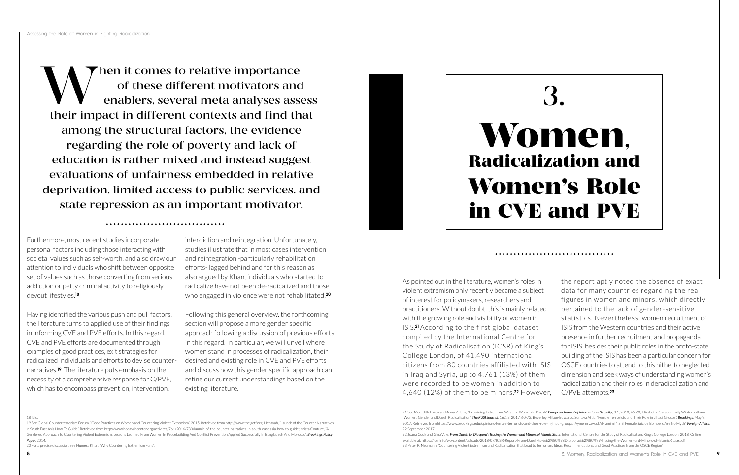**When it comes to relative importance of these different motivators and enablers, several meta analyses assess their impact in different contexts and find that among the structural factors, the evidence regarding the role of poverty and lack of education is rather mixed and instead suggest evaluations of unfairness embedded in relative deprivation, limited access to public services, and state repression as an important motivator.**

Furthermore, most recent studies incorporate personal factors including those interacting with societal values such as self-worth, and also draw our attention to individuals who shift between opposite set of values such as those converting from serious addiction or petty criminal activity to religiously devout lifestyles.[18]

Having identified the various push and pull factors, the literature turns to applied use of their findings in informing CVE and PVE efforts. In this regard, CVE and PVE efforts are documented through examples of good practices, exit strategies for radicalized individuals and efforts to devise counter-narratives.[19] The literature puts emphasis on the necessity of a comprehensive response for C/PVE, which has to encompass prevention, intervention, interdiction and reintegration. Unfortunately, studies illustrate that in most cases intervention and reintegration -particularly rehabilitation efforts- lagged behind and for this reason as also argued by Khan, individuals who started to radicalize have not been de-radicalized and those who engaged in violence were not rehabilitated.[20]

Following this general overview, the forthcoming section will propose a more gender specific approach following a discussion of previous efforts in this regard. In particular, we will unveil where women stand in processes of radicalization, their desired and existing role in CVE and PVE efforts and discuss how this gender specific approach can refine our current understandings based on the existing literature.

18 Ibid.

19 See Global Counterterrorism Forum, "Good Practices on Women and Countering Violent Extremism", 2015. Retrieved from http://www.thegctf.org. Hedayah, "Launch of the Counter Narratives in South East Asia How-To Guide". Retrieved from http://www.hedayahcenter.org/activites/761/2016/780/launch-of-the-counter-narratives-in-south-east-asia-how-to-guide; Krista Couture, "A Gendered Approach To Countering Violent Extremism: Lessons Learned From Women In Peacebuilding And Conflict Prevention Applied Successfully In Bangladesh And Morocco", ***Brookings Policy Paper***, 2014.

20 For a precise discussion, see Humera Khan, "Why Countering Extremism Fails".

# 3. Women, Radicalization and Women's Role in CVE and PVE

As pointed out in the literature, women's roles in violent extremism only recently became a subject of interest for policymakers, researchers and practitioners. Without doubt, this is mainly related with the growing role and visibility of women in ISIS.[21] According to the first global dataset compiled by the International Centre for the Study of Radicalisation (ICSR) of King's College London, of 41,490 international citizens from 80 countries affiliated with ISIS in Iraq and Syria, up to 4,761 (13%) of them were recorded to be women in addition to 4,640 (12%) of them to be minors.[22] However, the report aptly noted the absence of exact data for many countries regarding the real figures in women and minors, which directly pertained to the lack of gender-sensitive statistics. Nevertheless, women recruitment of ISIS from the Western countries and their active presence in further recruitment and propaganda for ISIS, besides their public roles in the proto-state building of the ISIS has been a particular concern for OSCE countries to attend to this hitherto neglected dimension and seek ways of understanding women's radicalization and their roles in deradicalization and C/PVE attempts.[23]

21 See Meredith Loken and Anna Zelenz, "Explaining Extremism: Western Women in Daesh", ***European Journal of International Security***, 3:1, 2018, 45-68; Elizabeth Pearson, Emily Winterbotham, "Women, Gender and Daesh Radicalisation" ***The RUSI Journal***, 162: 3, 2017, 60-72; Beverley Milton-Edwards, Sumaya Attia, "Female Terrorists and Their Role in Jihadi Groups", ***Brookings***, May 9, 2017. Retrieved from https://www.brookings.edu/opinions/female-terrorists-and-their-role-in-jihadi-groups; Aymenn Jawad Al-Tamimi, "ISIS' Female Suicide Bombers Are No Myth", ***Foreign Affairs***, 22 September 2017.

22 Joana Cook and Gina Vale, ***From Daesh to 'Diaspora': Tracing the Women and Minors of Islamic State***, International Centre for the Study of Radicalisation, King's College London, 2018. Online available at: https://icsr.info/wp-content/uploads/2018/07/ICSR-Report-From-Daesh-to-%E2%80%98Diaspora%E2%80%99-Tracing-the-Women-and-Minors-of-Islamic-State.pdf

23 Peter R. Neumann, "Countering Violent Extremism and Radicalisation that Lead to Terrorism: Ideas, Recommendations, and Good Practices from the OSCE Region".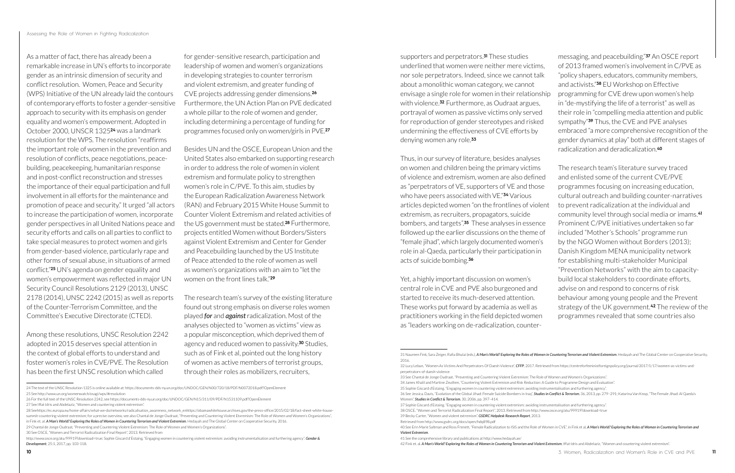As a matter of fact, there has already been a remarkable increase in UN's efforts to incorporate gender as an intrinsic dimension of security and conflict resolution. Women, Peace and Security (WPS) Initiative of the UN already laid the contours of contemporary efforts to foster a gender-sensitive approach to security with its emphasis on gender equality and women's empowerment. Adopted in October 2000, UNSCR 1325[24] was a landmark resolution for the WPS. The resolution "reaffirms the important role of women in the prevention and resolution of conflicts, peace negotiations, peace-building, peacekeeping, humanitarian response and in post-conflict reconstruction and stresses the importance of their equal participation and full involvement in all efforts for the maintenance and promotion of peace and security." It urged "all actors to increase the participation of women, incorporate gender perspectives in all United Nations peace and security efforts and calls on all parties to conflict to take special measures to protect women and girls from gender-based violence, particularly rape and other forms of sexual abuse, in situations of armed conflict."[25] UN's agenda on gender equality and women's empowerment was reflected in major UN Security Council Resolutions 2129 (2013), UNSC 2178 (2014), UNSC 2242 (2015) as well as reports of the Counter-Terrorism Committee, and the Committee's Executive Directorate (CTED).

Among these resolutions, UNSC Resolution 2242 adopted in 2015 deserves special attention in the context of global efforts to understand and foster women's roles in CVE/PVE. The Resolution has been the first UNSC resolution which called for gender-sensitive research, participation and leadership of women and women's organizations in developing strategies to counter terrorism and violent extremism, and greater funding of CVE projects addressing gender dimensions.[26] Furthermore, the UN Action Plan on PVE dedicated a whole pillar to the role of women and gender, including determining a percentage of funding for programmes focused only on women/girls in PVE.[27]

Besides UN and the OSCE, European Union and the United States also embarked on supporting research in order to address the role of women in violent extremism and formulate policy to strengthen women's role in C/PVE. To this aim, studies by the European Radicalization Awareness Network (RAN) and February 2015 White House Summit to Counter Violent Extremism and related activities of the US government must be stated.[28] Furthermore, projects entitled Women without Borders/Sisters against Violent Extremism and Center for Gender and Peacebuilding launched by the US Institute of Peace attended to the role of women as well as women's organizations with an aim to "let the women on the front lines talk."[29]

The research team's survey of the existing literature found out strong emphasis on diverse roles women played ***for*** and ***against*** radicalization. Most of the analyses objected to "women as victims" view as a popular misconception, which deprived them of agency and reduced women to passivity.[30] Studies, such as of Fink et al, pointed out the long history of women as active members of terrorist groups, through their roles as mobilizers, recruiters, supporters and perpetrators.[31] These studies underlined that women were neither mere victims, nor sole perpetrators. Indeed, since we cannot talk about a monolithic woman category, we cannot envisage a single role for women in their relationship with violence.[32] Furthermore, as Oudraat argues, portrayal of women as passive victims only served for reproduction of gender stereotypes and risked undermining the effectiveness of CVE efforts by denying women any role.[33]

Thus, in our survey of literature, besides analyses on women and children being the primary victims of violence and extremism, women are also defined as "perpetrators of VE, supporters of VE and those who have peers associated with VE."[34] Various articles depicted women "on the frontlines of violent extremism, as recruiters, propagators, suicide bombers, and targets".[35] These analyses in essence followed up the earlier discussions on the theme of "female jihad", which largely documented women's role in al-Qaeda, particularly their participation in acts of suicide bombing.[36]

Yet, a highly important discussion on women's central role in CVE and PVE also burgeoned and started to receive its much-deserved attention. These works put forward by academia as well as practitioners working in the field depicted women as "leaders working on de-radicalization, counter-messaging, and peacebuilding."[37] An OSCE report of 2013 framed women's involvement in C/PVE as "policy shapers, educators, community members, and activists."[38] EU Workshop on Effective programming for CVE drew upon women's help in "de-mystifying the life of a terrorist" as well as their role in "compelling media attention and public sympathy"[39] Thus, the CVE and PVE analyses embraced "a more comprehensive recognition of the gender dynamics at play" both at different stages of radicalization and deradicalization.[40]

The research team's literature survey traced and enlisted some of the current CVE/PVE programmes focusing on increasing education, cultural outreach and building counter-narratives to prevent radicalization at the individual and community level through social media or imams.[41] Prominent C/PVE initiatives undertaken so far included "Mother's Schools" programme run by the NGO Women without Borders (2013); Danish Kingdom MENA municipality network for establishing multi-stakeholder Municipal "Prevention Networks" with the aim to capacity-build local stakeholders to coordinate efforts, advise on and respond to concerns of risk behaviour among young people and the Prevent strategy of the UK government.[42] The review of the programmes revealed that some countries also

---

24 The text of the UNSC Resolution 1325 is online available at: https://documents-dds-ny.un.org/doc/UNDOC/GEN/N00/720/18/PDF/N0072018.pdf?OpenElement

25 See http://www.un.org/womenwatch/osagi/wps/#resolution

26 For the full text of the UNSC Resolution 2242, see https://documents-dds-ny.un.org/doc/UNDOC/GEN/N15/311/09/PDF/N1531109.pdf?OpenElement

27 See Iffat Idris and Abdelaziz, "Women and countering violent extremism".

28 Seehttps://ec.europa.eu/home-affairs/what-we-do/networks/radicalisation_awareness_network_enhttps://obamawhitehouse.archives.gov/the-press-office/2015/02/18/fact-sheet-white-house-summit-countering-violent-extremism; for a precise overview, see also Chantal de Jonge Oudraat, "Preventing and Countering Violent Etxremism: The Role of Women and Women's Organizations", in Fink et. al. *A Man's World? Exploring the Roles of Women in Countering Terrorism and Violent Extremism*. Hedayah and The Global Center on Cooperative Security, 2016.

29 Chantal de Jonge Oudraat, "Preventing and Countering Violent Extremism: The Role of Women and Women's Organizations".

30 See OSCE, "Women and Terrorist Radicalization Final Report", 2013. Retrieved from http://www.osce.org/atu/99919?download=true; Sophie Giscard d'Estaing, "Engaging women in countering violent extremism: avoiding instrumentalisation and furthering agency". *Gender & Development*, 25:1, 2017, pp. 103-118.

31 Naureen Fink, Sara Zeiger, Rafia Bhulai (eds.), *A Man's World? Exploring the Roles of Women in Countering Terrorism and Violent Extremism*. Hedayah and The Global Center on Cooperative Security, 2016.

32 Lucy Lebun, "Women As Victims And Perpetrators Of Daesh Violence", *CFFP*, 2017. Retrieved from https://centreforfeministforeignpolicy.org/journal/2017/1/17/women-as-victims-and-perpetrators-of-daesh-violence

33 See Chantal de Jonge Oudraat, "Preventing and Countering Violent Extremism: The Role of Women and Women's Organizations".

34 James Khalil and Martine Zeuthen, "Countering Violent Extremism and Risk Reduction: A Guide to Programme Design and Evaluation".

35 Sophie Giscard d'Estaing, "Engaging women in countering violent extremism: avoiding instrumentalisation and furthering agency".

36 See Jessica. Davis, "Evolution of the Global Jihad: Female Suicide Bombers in Iraq", *Studies in Conflict & Terrorism*, 36, 2013, pp. 279–291; Katarina Van Knop, "The Female Jihad: Al Qaeda's Women". *Studies in Conflict & Terrorism*, 30, 2006, pp. 397–414.

37 Sophie Giscard d'Estaing, "Engaging women in countering violent extremism: avoiding instrumentalisation and furthering agency".

38 OSCE, "Women and Terrorist Radicalization Final Report", 2013. Retrieved from http://www.osce.org/atu/99919?download=true

39 Becky Carter, "Women and violent extremism". *GSDRC Helpdesk Research Report*, 2013. Retrieved from http://www.gsdrc.org/docs/open/hdq898.pdf

40 See Erin Marie Saltman and Ross Frenett, "Female Radicalization to ISIS and the Role of Women in CVE", in Fink et al, *A Man's World? Exploring the Roles of Women in Countering Terrorism and Violent Extremism*.

41 See the comprehensive library and publications at http://www.hedayah.ae/

42 Fink et. al, *A Man's World? Exploring the Roles of Women in Countering Terrorism and Violent Extremism*; Iffat Idris and Abdelaziz, "Women and countering violent extremism".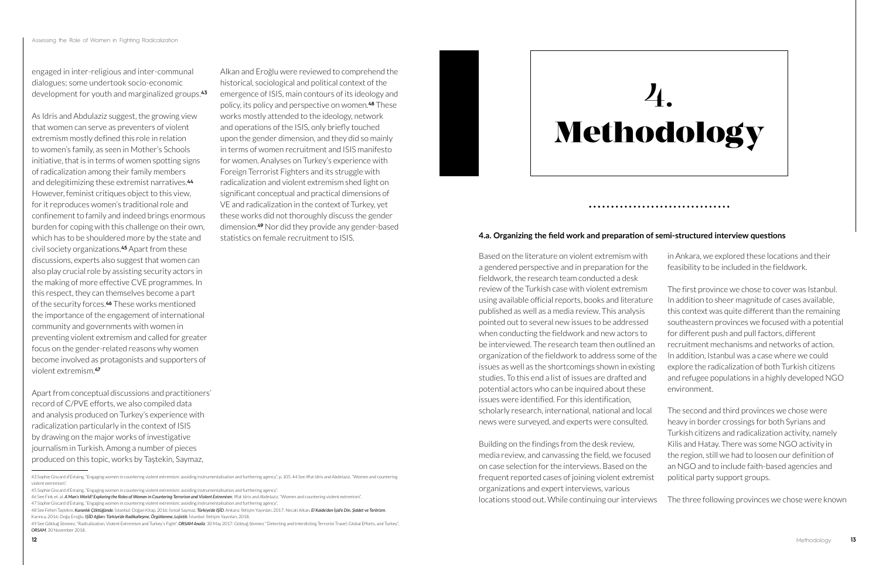engaged in inter-religious and inter-communal dialogues; some undertook socio-economic development for youth and marginalized groups.[43]

As Idris and Abdulaziz suggest, the growing view that women can serve as preventers of violent extremism mostly defined this role in relation to women's family, as seen in Mother's Schools initiative, that is in terms of women spotting signs of radicalization among their family members and delegitimizing these extremist narratives.[44] However, feminist critiques object to this view, for it reproduces women's traditional role and confinement to family and indeed brings enormous burden for coping with this challenge on their own, which has to be shouldered more by the state and civil society organizations.[45] Apart from these discussions, experts also suggest that women can also play crucial role by assisting security actors in the making of more effective CVE programmes. In this respect, they can themselves become a part of the security forces.[46] These works mentioned the importance of the engagement of international community and governments with women in preventing violent extremism and called for greater focus on the gender-related reasons why women become involved as protagonists and supporters of violent extremism.[47]

Apart from conceptual discussions and practitioners' record of C/PVE efforts, we also compiled data and analysis produced on Turkey's experience with radicalization particularly in the context of ISIS by drawing on the major works of investigative journalism in Turkish. Among a number of pieces produced on this topic, works by Taştekin, Saymaz, Alkan and Eroğlu were reviewed to comprehend the historical, sociological and political context of the emergence of ISIS, main contours of its ideology and policy, its policy and perspective on women.[48] These works mostly attended to the ideology, network and operations of the ISIS, only briefly touched upon the gender dimension, and they did so mainly in terms of women recruitment and ISIS manifesto for women. Analyses on Turkey's experience with Foreign Terrorist Fighters and its struggle with radicalization and violent extremism shed light on significant conceptual and practical dimensions of VE and radicalization in the context of Turkey, yet these works did not thoroughly discuss the gender dimension.[49] Nor did they provide any gender-based statistics on female recruitment to ISIS.

43 Sophie Giscard d'Estaing, "Engaging women in countering violent extremism: avoiding instrumentalisation and furthering agency", p. 105. 44 See Iffat Idris and Abdelaziz, "Women and countering violent extremism".

45 Sophie Giscard d'Estaing, "Engaging women in countering violent extremism: avoiding instrumentalisation and furthering agency".

46 See Fink et. al. *A Man's World? Exploring the Roles of Women in Countering Terrorism and Violent Extremism*; Iffat Idris and Abdelaziz, "Women and countering violent extremism".

47 Sophie Giscard d'Estaing, "Engaging women in countering violent extremism: avoiding instrumentalisation and furthering agency".

48 See Fehim Taştekin, *Karanlık Çöktüğünde*. İstanbul: Doğan Kitap, 2016; İsmail Saymaz, *Türkiye'de IŞİD*. Ankara: İletişim Yayınları, 2017; Necati Alkan, *El Kaide'den İşid'e Din, Şiddet ve Terörizm*. Karınca, 2016; Doğu Eroğlu, *IŞİD Ağları: Türkiye'de Radikalleşme, Örgütlenme, Lojistik*. İstanbul: İletişim Yayınları, 2018.

49 See Göktuğ Sönmez, "Radicalization, Violent Extremism and Turkey's Fight", *ORSAM Analiz*, 30 May 2017; Göktuğ Sönmez "'Detecting and Interdicting Terrorist Travel', Global Efforts, and Turkey", *ORSAM*, 30 November 2018.

# 4. Methodology

### 4.a. Organizing the field work and preparation of semi-structured interview questions

Based on the literature on violent extremism with a gendered perspective and in preparation for the fieldwork, the research team conducted a desk review of the Turkish case with violent extremism using available official reports, books and literature published as well as a media review. This analysis pointed out to several new issues to be addressed when conducting the fieldwork and new actors to be interviewed. The research team then outlined an organization of the fieldwork to address some of the issues as well as the shortcomings shown in existing studies. To this end a list of issues are drafted and potential actors who can be inquired about these issues were identified. For this identification, scholarly research, international, national and local news were surveyed, and experts were consulted.

Building on the findings from the desk review, media review, and canvassing the field, we focused on case selection for the interviews. Based on the frequent reported cases of joining violent extremist organizations and expert interviews, various locations stood out. While continuing our interviews in Ankara, we explored these locations and their feasibility to be included in the fieldwork.

The first province we chose to cover was Istanbul. In addition to sheer magnitude of cases available, this context was quite different than the remaining southeastern provinces we focused with a potential for different push and pull factors, different recruitment mechanisms and networks of action. In addition, Istanbul was a case where we could explore the radicalization of both Turkish citizens and refugee populations in a highly developed NGO environment.

The second and third provinces we chose were heavy in border crossings for both Syrians and Turkish citizens and radicalization activity, namely Kilis and Hatay. There was some NGO activity in the region, still we had to loosen our definition of an NGO and to include faith-based agencies and political party support groups.

The three following provinces we chose were known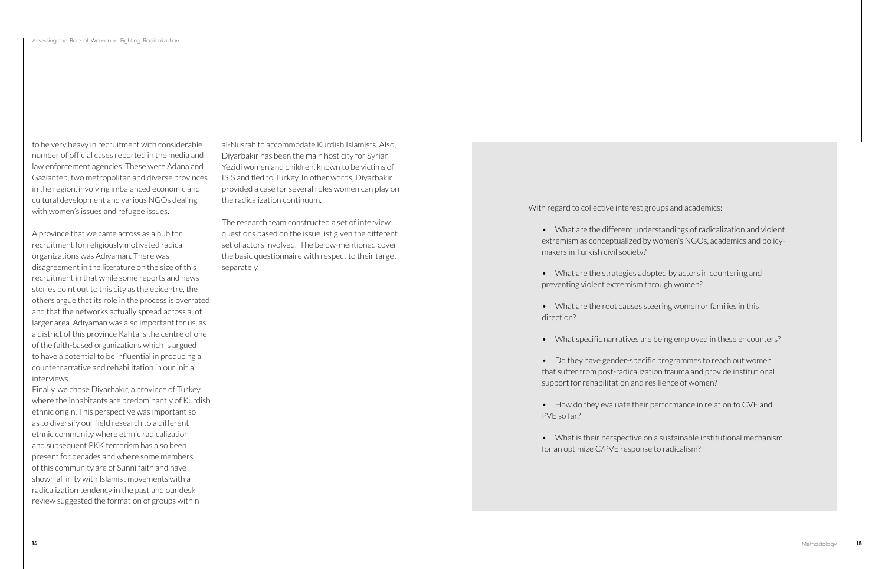to be very heavy in recruitment with considerable number of official cases reported in the media and law enforcement agencies. These were Adana and Gaziantep, two metropolitan and diverse provinces in the region, involving imbalanced economic and cultural development and various NGOs dealing with women's issues and refugee issues.

A province that we came across as a hub for recruitment for religiously motivated radical organizations was Adıyaman. There was disagreement in the literature on the size of this recruitment in that while some reports and news stories point out to this city as the epicentre, the others argue that its role in the process is overrated and that the networks actually spread across a lot larger area. Adıyaman was also important for us, as a district of this province Kahta is the centre of one of the faith-based organizations which is argued to have a potential to be influential in producing a counternarrative and rehabilitation in our initial interviews.

Finally, we chose Diyarbakır, a province of Turkey where the inhabitants are predominantly of Kurdish ethnic origin. This perspective was important so as to diversify our field research to a different ethnic community where ethnic radicalization and subsequent PKK terrorism has also been present for decades and where some members of this community are of Sunni faith and have shown affinity with Islamist movements with a radicalization tendency in the past and our desk review suggested the formation of groups within al-Nusrah to accommodate Kurdish Islamists. Also, Diyarbakır has been the main host city for Syrian Yezidi women and children, known to be victims of ISIS and fled to Turkey. In other words, Diyarbakır provided a case for several roles women can play on the radicalization continuum.

The research team constructed a set of interview questions based on the issue list given the different set of actors involved. The below-mentioned cover the basic questionnaire with respect to their target separately.

With regard to collective interest groups and academics:

- What are the different understandings of radicalization and violent extremism as conceptualized by women's NGOs, academics and policy-makers in Turkish civil society?
- What are the strategies adopted by actors in countering and preventing violent extremism through women?
- What are the root causes steering women or families in this direction?
- What specific narratives are being employed in these encounters?
- Do they have gender-specific programmes to reach out women that suffer from post-radicalization trauma and provide institutional support for rehabilitation and resilience of women?
- How do they evaluate their performance in relation to CVE and PVE so far?
- What is their perspective on a sustainable institutional mechanism for an optimize C/PVE response to radicalism?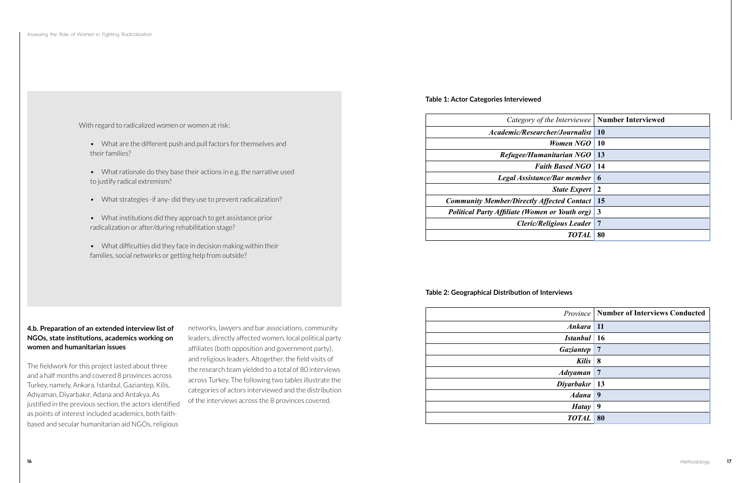With regard to radicalized women or women at risk:

- What are the different push and pull factors for themselves and their families?
- What rationale do they base their actions in e.g. the narrative used to justify radical extremism?
- What strategies -if any- did they use to prevent radicalization?
- What institutions did they approach to get assistance prior radicalization or after/during rehabilitation stage?
- What difficulties did they face in decision making within their families, social networks or getting help from outside?

### 4.b. Preparation of an extended interview list of NGOs, state institutions, academics working on women and humanitarian issues

The fieldwork for this project lasted about three and a half months and covered 8 provinces across Turkey, namely, Ankara, Istanbul, Gaziantep, Kilis, Adıyaman, Diyarbakır, Adana and Antakya. As justified in the previous section, the actors identified as points of interest included academics, both faith-based and secular humanitarian aid NGOs, religious networks, lawyers and bar associations, community leaders, directly affected women, local political party affiliates (both opposition and government party), and religious leaders. Altogether, the field visits of the research team yielded to a total of 80 interviews across Turkey. The following two tables illustrate the categories of actors interviewed and the distribution of the interviews across the 8 provinces covered.

**Table 1: Actor Categories Interviewed**

| *Category of the Interviewee* | **Number Interviewed** |
|---:|---|
| ***Academic/Researcher/Journalist*** | **10** |
| ***Women NGO*** | **10** |
| ***Refugee/Humanitarian NGO*** | **13** |
| ***Faith Based NGO*** | **14** |
| ***Legal Assistance/Bar member*** | **6** |
| ***State Expert*** | **2** |
| ***Community Member/Directly Affected Contact*** | **15** |
| ***Political Party Affiliate (Women or Youth org)*** | **3** |
| ***Cleric/Religious Leader*** | **7** |
| ***TOTAL*** | **80** |

**Table 2: Geographical Distribution of Interviews**

| *Province* | **Number of Interviews Conducted** |
|---:|---|
| ***Ankara*** | **11** |
| ***Istanbul*** | **16** |
| ***Gaziantep*** | **7** |
| ***Kilis*** | **8** |
| ***Adıyaman*** | **7** |
| ***Diyarbakır*** | **13** |
| ***Adana*** | **9** |
| ***Hatay*** | **9** |
| ***TOTAL*** | **80** |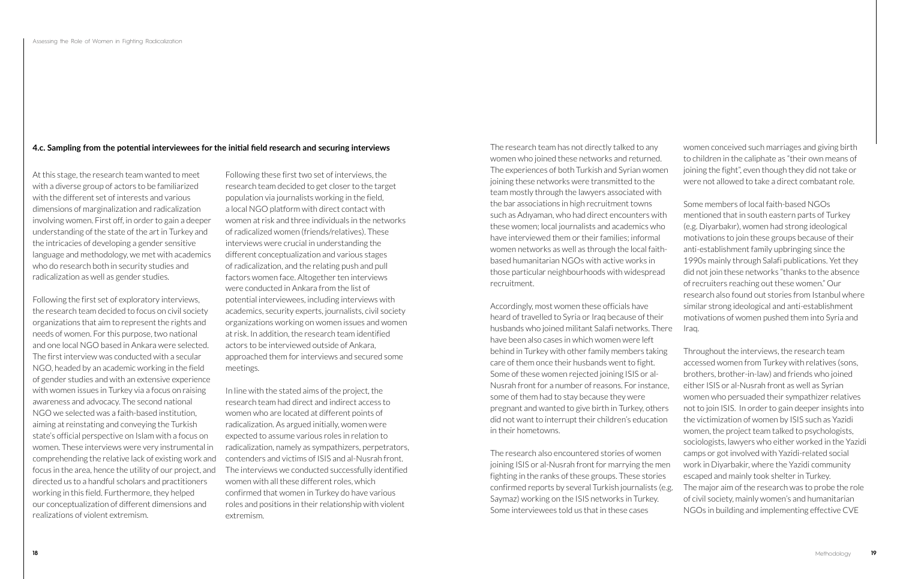### 4.c. Sampling from the potential interviewees for the initial field research and securing interviews

At this stage, the research team wanted to meet with a diverse group of actors to be familiarized with the different set of interests and various dimensions of marginalization and radicalization involving women. First off, in order to gain a deeper understanding of the state of the art in Turkey and the intricacies of developing a gender sensitive language and methodology, we met with academics who do research both in security studies and radicalization as well as gender studies.

Following the first set of exploratory interviews, the research team decided to focus on civil society organizations that aim to represent the rights and needs of women. For this purpose, two national and one local NGO based in Ankara were selected. The first interview was conducted with a secular NGO, headed by an academic working in the field of gender studies and with an extensive experience with women issues in Turkey via a focus on raising awareness and advocacy. The second national NGO we selected was a faith-based institution, aiming at reinstating and conveying the Turkish state's official perspective on Islam with a focus on women. These interviews were very instrumental in comprehending the relative lack of existing work and focus in the area, hence the utility of our project, and directed us to a handful scholars and practitioners working in this field. Furthermore, they helped our conceptualization of different dimensions and realizations of violent extremism.

Following these first two set of interviews, the research team decided to get closer to the target population via journalists working in the field, a local NGO platform with direct contact with women at risk and three individuals in the networks of radicalized women (friends/relatives). These interviews were crucial in understanding the different conceptualization and various stages of radicalization, and the relating push and pull factors women face. Altogether ten interviews were conducted in Ankara from the list of potential interviewees, including interviews with academics, security experts, journalists, civil society organizations working on women issues and women at risk. In addition, the research team identified actors to be interviewed outside of Ankara, approached them for interviews and secured some meetings.

In line with the stated aims of the project, the research team had direct and indirect access to women who are located at different points of radicalization. As argued initially, women were expected to assume various roles in relation to radicalization, namely as sympathizers, perpetrators, contenders and victims of ISIS and al-Nusrah front. The interviews we conducted successfully identified women with all these different roles, which confirmed that women in Turkey do have various roles and positions in their relationship with violent extremism.

The research team has not directly talked to any women who joined these networks and returned. The experiences of both Turkish and Syrian women joining these networks were transmitted to the team mostly through the lawyers associated with the bar associations in high recruitment towns such as Adıyaman, who had direct encounters with these women; local journalists and academics who have interviewed them or their families; informal women networks as well as through the local faith-based humanitarian NGOs with active works in those particular neighbourhoods with widespread recruitment.

Accordingly, most women these officials have heard of travelled to Syria or Iraq because of their husbands who joined militant Salafi networks. There have been also cases in which women were left behind in Turkey with other family members taking care of them once their husbands went to fight. Some of these women rejected joining ISIS or al-Nusrah front for a number of reasons. For instance, some of them had to stay because they were pregnant and wanted to give birth in Turkey, others did not want to interrupt their children's education in their hometowns.

The research also encountered stories of women joining ISIS or al-Nusrah front for marrying the men fighting in the ranks of these groups. These stories confirmed reports by several Turkish journalists (e.g. Saymaz) working on the ISIS networks in Turkey. Some interviewees told us that in these cases women conceived such marriages and giving birth to children in the caliphate as "their own means of joining the fight", even though they did not take or were not allowed to take a direct combatant role.

Some members of local faith-based NGOs mentioned that in south eastern parts of Turkey (e.g. Diyarbakır), women had strong ideological motivations to join these groups because of their anti-establishment family upbringing since the 1990s mainly through Salafi publications. Yet they did not join these networks "thanks to the absence of recruiters reaching out these women." Our research also found out stories from Istanbul where similar strong ideological and anti-establishment motivations of women pushed them into Syria and Iraq.

Throughout the interviews, the research team accessed women from Turkey with relatives (sons, brothers, brother-in-law) and friends who joined either ISIS or al-Nusrah front as well as Syrian women who persuaded their sympathizer relatives not to join ISIS. In order to gain deeper insights into the victimization of women by ISIS such as Yazidi women, the project team talked to psychologists, sociologists, lawyers who either worked in the Yazidi camps or got involved with Yazidi-related social work in Diyarbakir, where the Yazidi community escaped and mainly took shelter in Turkey. The major aim of the research was to probe the role of civil society, mainly women's and humanitarian NGOs in building and implementing effective CVE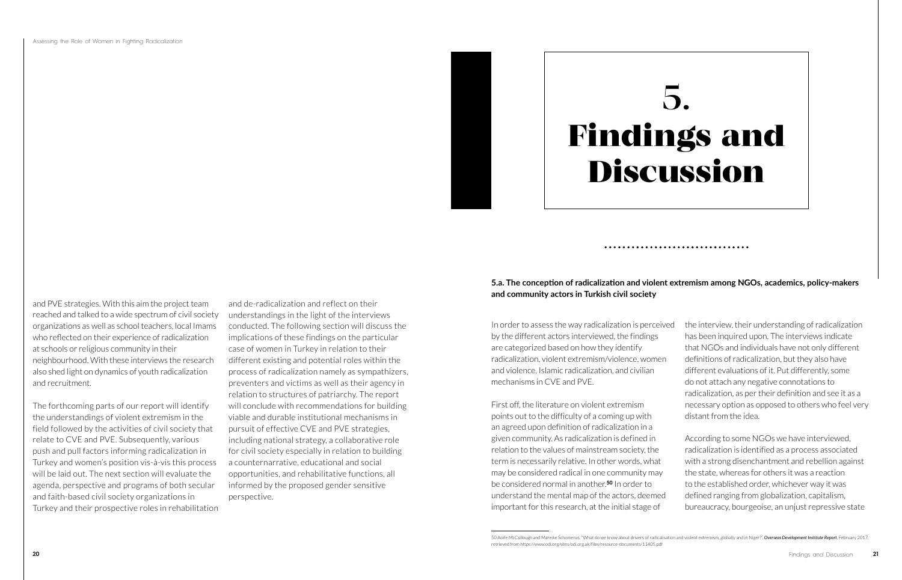and PVE strategies. With this aim the project team reached and talked to a wide spectrum of civil society organizations as well as school teachers, local Imams who reflected on their experience of radicalization at schools or religious community in their neighbourhood. With these interviews the research also shed light on dynamics of youth radicalization and recruitment.

The forthcoming parts of our report will identify the understandings of violent extremism in the field followed by the activities of civil society that relate to CVE and PVE. Subsequently, various push and pull factors informing radicalization in Turkey and women's position vis-à-vis this process will be laid out. The next section will evaluate the agenda, perspective and programs of both secular and faith-based civil society organizations in Turkey and their prospective roles in rehabilitation and de-radicalization and reflect on their understandings in the light of the interviews conducted. The following section will discuss the implications of these findings on the particular case of women in Turkey in relation to their different existing and potential roles within the process of radicalization namely as sympathizers, preventers and victims as well as their agency in relation to structures of patriarchy. The report will conclude with recommendations for building viable and durable institutional mechanisms in pursuit of effective CVE and PVE strategies, including national strategy, a collaborative role for civil society especially in relation to building a counternarrative, educational and social opportunities, and rehabilitative functions, all informed by the proposed gender sensitive perspective.

# 5. Findings and Discussion

### 5.a. The conception of radicalization and violent extremism among NGOs, academics, policy-makers and community actors in Turkish civil society

In order to assess the way radicalization is perceived by the different actors interviewed, the findings are categorized based on how they identify radicalization, violent extremism/violence, women and violence, Islamic radicalization, and civilian mechanisms in CVE and PVE.

First off, the literature on violent extremism points out to the difficulty of a coming up with an agreed upon definition of radicalization in a given community. As radicalization is defined in relation to the values of mainstream society, the term is necessarily relative. In other words, what may be considered radical in one community may be considered normal in another.[50] In order to understand the mental map of the actors, deemed important for this research, at the initial stage of the interview, their understanding of radicalization has been inquired upon. The interviews indicate that NGOs and individuals have not only different definitions of radicalization, but they also have different evaluations of it. Put differently, some do not attach any negative connotations to radicalization, as per their definition and see it as a necessary option as opposed to others who feel very distant from the idea.

According to some NGOs we have interviewed, radicalization is identified as a process associated with a strong disenchantment and rebellion against the state, whereas for others it was a reaction to the established order, whichever way it was defined ranging from globalization, capitalism, bureaucracy, bourgeoise, an unjust repressive state

50 Aoife McCullough and Mareike Schomerus, "What do we know about drivers of radicalisation and violent extremism, globally and in Niger?", *Overseas Development Institute Report*, February 2017, retrieved from https://www.odi.org/sites/odi.org.uk/files/resource-documents/11405.pdf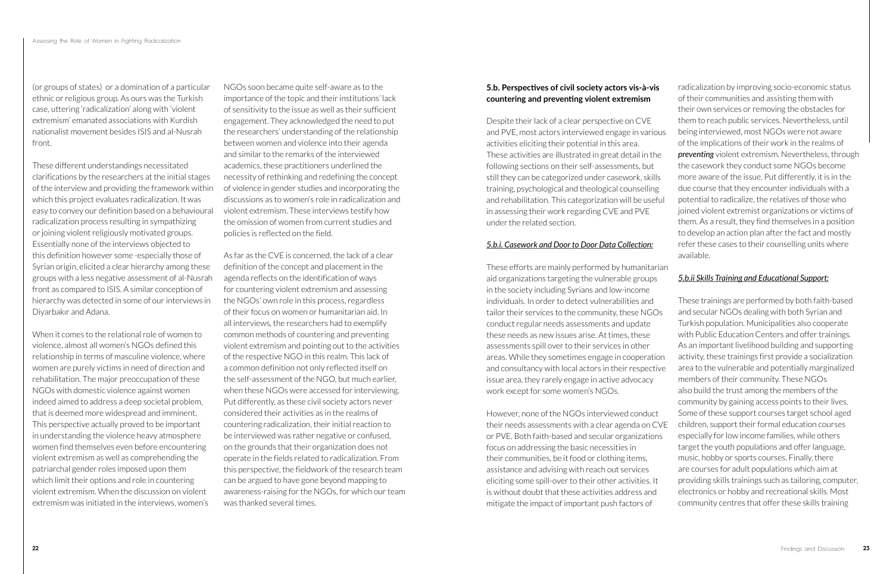(or groups of states) or a domination of a particular ethnic or religious group. As ours was the Turkish case, uttering 'radicalization' along with 'violent extremism' emanated associations with Kurdish nationalist movement besides ISIS and al-Nusrah front.

These different understandings necessitated clarifications by the researchers at the initial stages of the interview and providing the framework within which this project evaluates radicalization. It was easy to convey our definition based on a behavioural radicalization process resulting in sympathizing or joining violent religiously motivated groups. Essentially none of the interviews objected to this definition however some -especially those of Syrian origin, elicited a clear hierarchy among these groups with a less negative assessment of al-Nusrah front as compared to ISIS. A similar conception of hierarchy was detected in some of our interviews in Diyarbakır and Adana.

When it comes to the relational role of women to violence, almost all women's NGOs defined this relationship in terms of masculine violence, where women are purely victims in need of direction and rehabilitation. The major preoccupation of these NGOs with domestic violence against women indeed aimed to address a deep societal problem, that is deemed more widespread and imminent. This perspective actually proved to be important in understanding the violence heavy atmosphere women find themselves even before encountering violent extremism as well as comprehending the patriarchal gender roles imposed upon them which limit their options and role in countering violent extremism. When the discussion on violent extremism was initiated in the interviews, women's NGOs soon became quite self-aware as to the importance of the topic and their institutions' lack of sensitivity to the issue as well as their sufficient engagement. They acknowledged the need to put the researchers' understanding of the relationship between women and violence into their agenda and similar to the remarks of the interviewed academics, these practitioners underlined the necessity of rethinking and redefining the concept of violence in gender studies and incorporating the discussions as to women's role in radicalization and violent extremism. These interviews testify how the omission of women from current studies and policies is reflected on the field.

As far as the CVE is concerned, the lack of a clear definition of the concept and placement in the agenda reflects on the identification of ways for countering violent extremism and assessing the NGOs' own role in this process, regardless of their focus on women or humanitarian aid. In all interviews, the researchers had to exemplify common methods of countering and preventing violent extremism and pointing out to the activities of the respective NGO in this realm. This lack of a common definition not only reflected itself on the self-assessment of the NGO, but much earlier, when these NGOs were accessed for interviewing. Put differently, as these civil society actors never considered their activities as in the realms of countering radicalization, their initial reaction to be interviewed was rather negative or confused, on the grounds that their organization does not operate in the fields related to radicalization. From this perspective, the fieldwork of the research team can be argued to have gone beyond mapping to awareness-raising for the NGOs, for which our team was thanked several times.

### 5.b. Perspectives of civil society actors vis-à-vis countering and preventing violent extremism

Despite their lack of a clear perspective on CVE and PVE, most actors interviewed engage in various activities eliciting their potential in this area. These activities are illustrated in great detail in the following sections on their self-assessments, but still they can be categorized under casework, skills training, psychological and theological counselling and rehabilitation. This categorization will be useful in assessing their work regarding CVE and PVE under the related section.

#### *5.b.i. Casework and Door to Door Data Collection:*

These efforts are mainly performed by humanitarian aid organizations targeting the vulnerable groups in the society including Syrians and low-income individuals. In order to detect vulnerabilities and tailor their services to the community, these NGOs conduct regular needs assessments and update these needs as new issues arise. At times, these assessments spill over to their services in other areas. While they sometimes engage in cooperation and consultancy with local actors in their respective issue area, they rarely engage in active advocacy work except for some women's NGOs.

However, none of the NGOs interviewed conduct their needs assessments with a clear agenda on CVE or PVE. Both faith-based and secular organizations focus on addressing the basic necessities in their communities, be it food or clothing items, assistance and advising with reach out services eliciting some spill-over to their other activities. It is without doubt that these activities address and mitigate the impact of important push factors of radicalization by improving socio-economic status of their communities and assisting them with their own services or removing the obstacles for them to reach public services. Nevertheless, until being interviewed, most NGOs were not aware of the implications of their work in the realms of ***preventing*** violent extremism. Nevertheless, through the casework they conduct some NGOs become more aware of the issue. Put differently, it is in the due course that they encounter individuals with a potential to radicalize, the relatives of those who joined violent extremist organizations or victims of them. As a result, they find themselves in a position to develop an action plan after the fact and mostly refer these cases to their counselling units where available.

#### *5.b.ii Skills Training and Educational Support:*

These trainings are performed by both faith-based and secular NGOs dealing with both Syrian and Turkish population. Municipalities also cooperate with Public Education Centers and offer trainings. As an important livelihood building and supporting activity, these trainings first provide a socialization area to the vulnerable and potentially marginalized members of their community. These NGOs also build the trust among the members of the community by gaining access points to their lives. Some of these support courses target school aged children, support their formal education courses especially for low income families, while others target the youth populations and offer language, music, hobby or sports courses. Finally, there are courses for adult populations which aim at providing skills trainings such as tailoring, computer, electronics or hobby and recreational skills. Most community centres that offer these skills training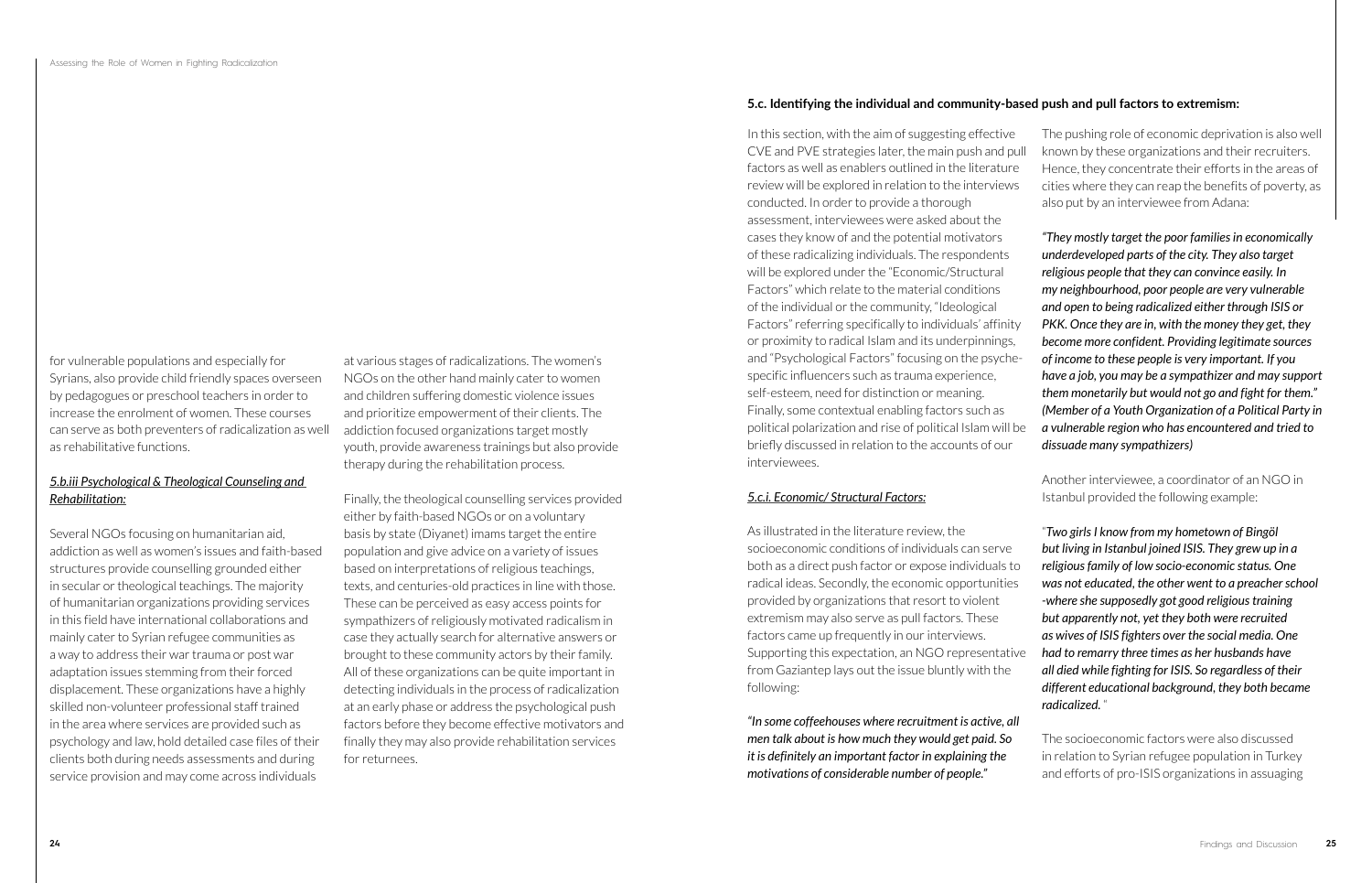for vulnerable populations and especially for Syrians, also provide child friendly spaces overseen by pedagogues or preschool teachers in order to increase the enrolment of women. These courses can serve as both preventers of radicalization as well as rehabilitative functions.

#### *5.b.iii Psychological & Theological Counseling and Rehabilitation:*

Several NGOs focusing on humanitarian aid, addiction as well as women's issues and faith-based structures provide counselling grounded either in secular or theological teachings. The majority of humanitarian organizations providing services in this field have international collaborations and mainly cater to Syrian refugee communities as a way to address their war trauma or post war adaptation issues stemming from their forced displacement. These organizations have a highly skilled non-volunteer professional staff trained in the area where services are provided such as psychology and law, hold detailed case files of their clients both during needs assessments and during service provision and may come across individuals at various stages of radicalizations. The women's NGOs on the other hand mainly cater to women and children suffering domestic violence issues and prioritize empowerment of their clients. The addiction focused organizations target mostly youth, provide awareness trainings but also provide therapy during the rehabilitation process.

Finally, the theological counselling services provided either by faith-based NGOs or on a voluntary basis by state (Diyanet) imams target the entire population and give advice on a variety of issues based on interpretations of religious teachings, texts, and centuries-old practices in line with those. These can be perceived as easy access points for sympathizers of religiously motivated radicalism in case they actually search for alternative answers or brought to these community actors by their family. All of these organizations can be quite important in detecting individuals in the process of radicalization at an early phase or address the psychological push factors before they become effective motivators and finally they may also provide rehabilitation services for returnees.

### 5.c. Identifying the individual and community-based push and pull factors to extremism:

In this section, with the aim of suggesting effective CVE and PVE strategies later, the main push and pull factors as well as enablers outlined in the literature review will be explored in relation to the interviews conducted. In order to provide a thorough assessment, interviewees were asked about the cases they know of and the potential motivators of these radicalizing individuals. The respondents will be explored under the "Economic/Structural Factors" which relate to the material conditions of the individual or the community, "Ideological Factors" referring specifically to individuals' affinity or proximity to radical Islam and its underpinnings, and "Psychological Factors" focusing on the psyche-specific influencers such as trauma experience, self-esteem, need for distinction or meaning. Finally, some contextual enabling factors such as political polarization and rise of political Islam will be briefly discussed in relation to the accounts of our interviewees.

#### *5.c.i. Economic/ Structural Factors:*

As illustrated in the literature review, the socioeconomic conditions of individuals can serve both as a direct push factor or expose individuals to radical ideas. Secondly, the economic opportunities provided by organizations that resort to violent extremism may also serve as pull factors. These factors came up frequently in our interviews. Supporting this expectation, an NGO representative from Gaziantep lays out the issue bluntly with the following:

***"In some coffeehouses where recruitment is active, all men talk about is how much they would get paid. So it is definitely an important factor in explaining the motivations of considerable number of people."***

The pushing role of economic deprivation is also well known by these organizations and their recruiters. Hence, they concentrate their efforts in the areas of cities where they can reap the benefits of poverty, as also put by an interviewee from Adana:

***"They mostly target the poor families in economically underdeveloped parts of the city. They also target religious people that they can convince easily. In my neighbourhood, poor people are very vulnerable and open to being radicalized either through ISIS or PKK. Once they are in, with the money they get, they become more confident. Providing legitimate sources of income to these people is very important. If you have a job, you may be a sympathizer and may support them monetarily but would not go and fight for them." (Member of a Youth Organization of a Political Party in a vulnerable region who has encountered and tried to dissuade many sympathizers)***

Another interviewee, a coordinator of an NGO in Istanbul provided the following example:

"***Two girls I know from my hometown of Bingöl but living in Istanbul joined ISIS. They grew up in a religious family of low socio-economic status. One was not educated, the other went to a preacher school -where she supposedly got good religious training but apparently not, yet they both were recruited as wives of ISIS fighters over the social media. One had to remarry three times as her husbands have all died while fighting for ISIS. So regardless of their different educational background, they both became radicalized.*** "

The socioeconomic factors were also discussed in relation to Syrian refugee population in Turkey and efforts of pro-ISIS organizations in assuaging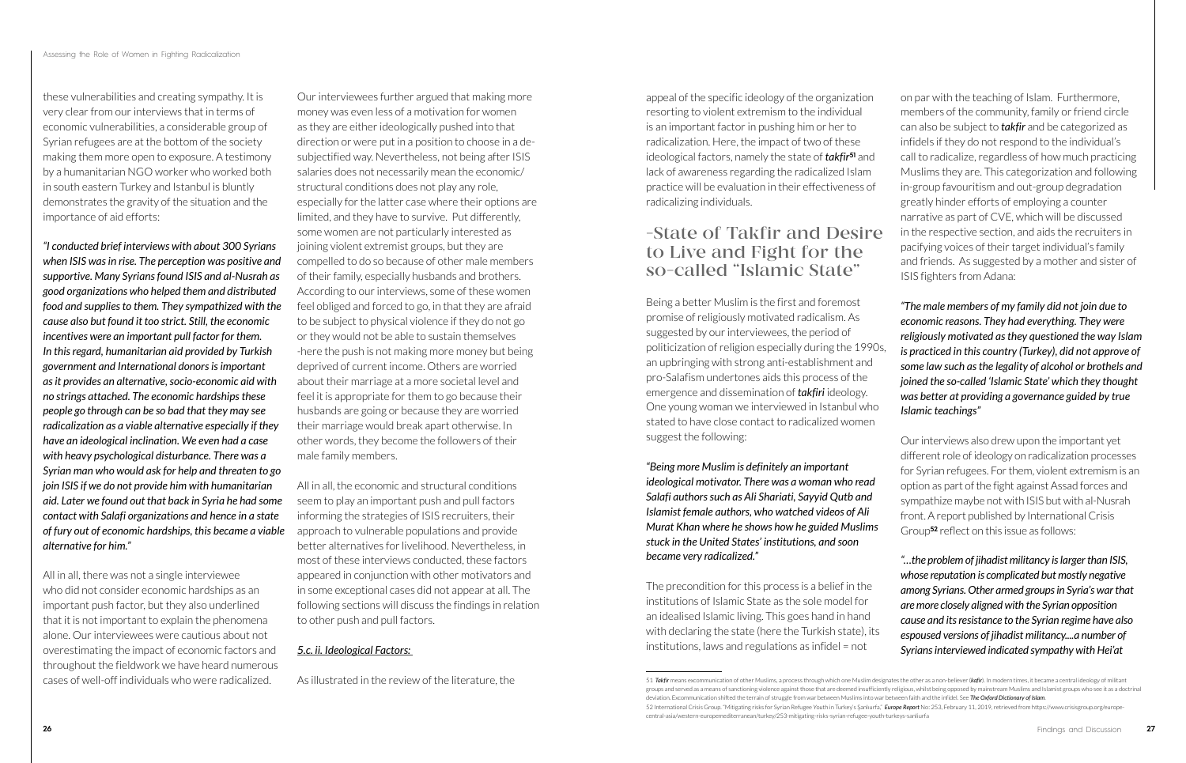these vulnerabilities and creating sympathy. It is very clear from our interviews that in terms of economic vulnerabilities, a considerable group of Syrian refugees are at the bottom of the society making them more open to exposure. A testimony by a humanitarian NGO worker who worked both in south eastern Turkey and Istanbul is bluntly demonstrates the gravity of the situation and the importance of aid efforts:

*"I conducted brief interviews with about 300 Syrians when ISIS was in rise. The perception was positive and supportive. Many Syrians found ISIS and al-Nusrah as good organizations who helped them and distributed food and supplies to them. They sympathized with the cause also but found it too strict. Still, the economic incentives were an important pull factor for them. In this regard, humanitarian aid provided by Turkish government and International donors is important as it provides an alternative, socio-economic aid with no strings attached. The economic hardships these people go through can be so bad that they may see radicalization as a viable alternative especially if they have an ideological inclination. We even had a case with heavy psychological disturbance. There was a Syrian man who would ask for help and threaten to go join ISIS if we do not provide him with humanitarian aid. Later we found out that back in Syria he had some contact with Salafi organizations and hence in a state of fury out of economic hardships, this became a viable alternative for him."*

All in all, there was not a single interviewee who did not consider economic hardships as an important push factor, but they also underlined that it is not important to explain the phenomena alone. Our interviewees were cautious about not overestimating the impact of economic factors and throughout the fieldwork we have heard numerous cases of well-off individuals who were radicalized.

Our interviewees further argued that making more money was even less of a motivation for women as they are either ideologically pushed into that direction or were put in a position to choose in a de-subjectified way. Nevertheless, not being after ISIS salaries does not necessarily mean the economic/structural conditions does not play any role, especially for the latter case where their options are limited, and they have to survive. Put differently, some women are not particularly interested as joining violent extremist groups, but they are compelled to do so because of other male members of their family, especially husbands and brothers. According to our interviews, some of these women feel obliged and forced to go, in that they are afraid to be subject to physical violence if they do not go or they would not be able to sustain themselves -here the push is not making more money but being deprived of current income. Others are worried about their marriage at a more societal level and feel it is appropriate for them to go because their husbands are going or because they are worried their marriage would break apart otherwise. In other words, they become the followers of their male family members.

All in all, the economic and structural conditions seem to play an important push and pull factors informing the strategies of ISIS recruiters, their approach to vulnerable populations and provide better alternatives for livelihood. Nevertheless, in most of these interviews conducted, these factors appeared in conjunction with other motivators and in some exceptional cases did not appear at all. The following sections will discuss the findings in relation to other push and pull factors.

### *5.c. ii. Ideological Factors:*

As illustrated in the review of the literature, the appeal of the specific ideology of the organization resorting to violent extremism to the individual is an important factor in pushing him or her to radicalization. Here, the impact of two of these ideological factors, namely the state of ***takfir***[51] and lack of awareness regarding the radicalized Islam practice will be evaluation in their effectiveness of radicalizing individuals.

## -State of Takfir and Desire to Live and Fight for the so-called "Islamic State"

Being a better Muslim is the first and foremost promise of religiously motivated radicalism. As suggested by our interviewees, the period of politicization of religion especially during the 1990s, an upbringing with strong anti-establishment and pro-Salafism undertones aids this process of the emergence and dissemination of ***takfiri*** ideology. One young woman we interviewed in Istanbul who stated to have close contact to radicalized women suggest the following:

*"Being more Muslim is definitely an important ideological motivator. There was a woman who read Salafi authors such as Ali Shariati, Sayyid Qutb and Islamist female authors, who watched videos of Ali Murat Khan where he shows how he guided Muslims stuck in the United States' institutions, and soon became very radicalized."*

The precondition for this process is a belief in the institutions of Islamic State as the sole model for an idealised Islamic living. This goes hand in hand with declaring the state (here the Turkish state), its institutions, laws and regulations as infidel = not on par with the teaching of Islam. Furthermore, members of the community, family or friend circle can also be subject to ***takfir*** and be categorized as infidels if they do not respond to the individual's call to radicalize, regardless of how much practicing Muslims they are. This categorization and following in-group favouritism and out-group degradation greatly hinder efforts of employing a counter narrative as part of CVE, which will be discussed in the respective section, and aids the recruiters in pacifying voices of their target individual's family and friends. As suggested by a mother and sister of ISIS fighters from Adana:

*"The male members of my family did not join due to economic reasons. They had everything. They were religiously motivated as they questioned the way Islam is practiced in this country (Turkey), did not approve of some law such as the legality of alcohol or brothels and joined the so-called 'Islamic State' which they thought was better at providing a governance guided by true Islamic teachings"*

Our interviews also drew upon the important yet different role of ideology on radicalization processes for Syrian refugees. For them, violent extremism is an option as part of the fight against Assad forces and sympathize maybe not with ISIS but with al-Nusrah front. A report published by International Crisis Group[52] reflect on this issue as follows:

*"…the problem of jihadist militancy is larger than ISIS, whose reputation is complicated but mostly negative among Syrians. Other armed groups in Syria's war that are more closely aligned with the Syrian opposition cause and its resistance to the Syrian regime have also espoused versions of jihadist militancy....a number of Syrians interviewed indicated sympathy with Hei'at*

---

51 ***Takfir*** means excommunication of other Muslims, a process through which one Muslim designates the other as a non-believer (***kafir***). In modern times, it became a central ideology of militant groups and served as a means of sanctioning violence against those that are deemed insufficiently religious, whilst being opposed by mainstream Muslims and Islamist groups who see it as a doctrinal deviation. Excommunication shifted the terrain of struggle from war between Muslims into war between faith and the infidel. See ***The Oxford Dictionary of Islam***.

52 International Crisis Group. "Mitigating risks for Syrian Refugee Youth in Turkey's Şanlıurfa." ***Europe Report*** No: 253, February 11, 2019, retrieved from https://www.crisisgroup.org/europe-central-asia/western-europemediterranean/turkey/253-mitigating-risks-syrian-refugee-youth-turkeys-sanliurfa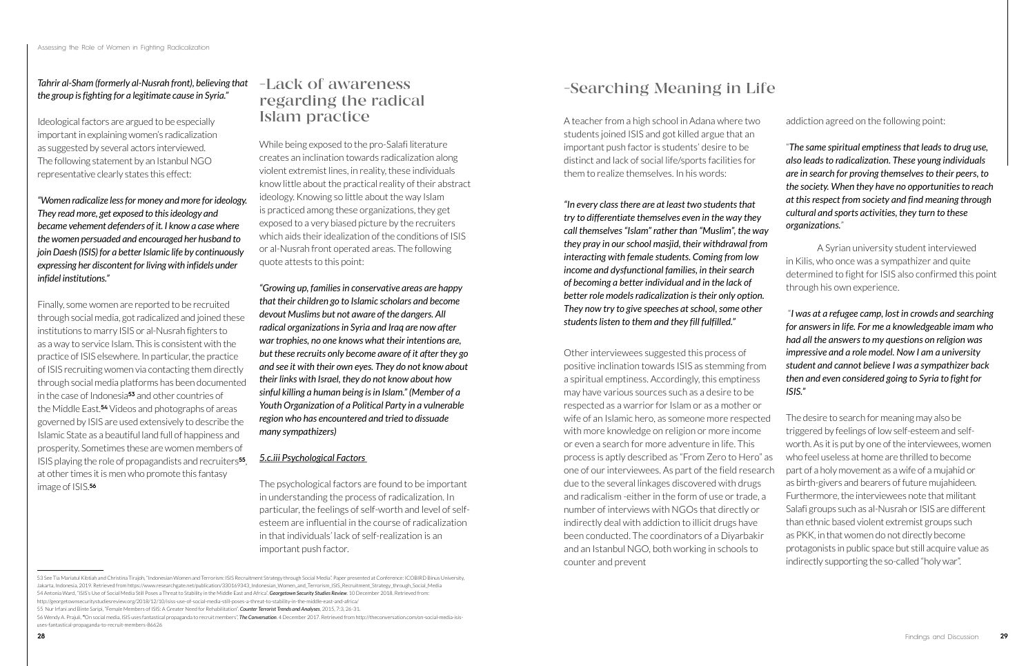*Tahrir al-Sham (formerly al-Nusrah front), believing that the group is fighting for a legitimate cause in Syria."*

Ideological factors are argued to be especially important in explaining women's radicalization as suggested by several actors interviewed. The following statement by an Istanbul NGO representative clearly states this effect:

***"Women radicalize less for money and more for ideology. They read more, get exposed to this ideology and became vehement defenders of it. I know a case where the women persuaded and encouraged her husband to join Daesh (ISIS) for a better Islamic life by continuously expressing her discontent for living with infidels under infidel institutions."***

Finally, some women are reported to be recruited through social media, got radicalized and joined these institutions to marry ISIS or al-Nusrah fighters to as a way to service Islam. This is consistent with the practice of ISIS elsewhere. In particular, the practice of ISIS recruiting women via contacting them directly through social media platforms has been documented in the case of Indonesia[53] and other countries of the Middle East.[54] Videos and photographs of areas governed by ISIS are used extensively to describe the Islamic State as a beautiful land full of happiness and prosperity. Sometimes these are women members of ISIS playing the role of propagandists and recruiters[55], at other times it is men who promote this fantasy image of ISIS.[56]

## -Lack of awareness regarding the radical Islam practice

While being exposed to the pro-Salafi literature creates an inclination towards radicalization along violent extremist lines, in reality, these individuals know little about the practical reality of their abstract ideology. Knowing so little about the way Islam is practiced among these organizations, they get exposed to a very biased picture by the recruiters which aids their idealization of the conditions of ISIS or al-Nusrah front operated areas. The following quote attests to this point:

***"Growing up, families in conservative areas are happy that their children go to Islamic scholars and become devout Muslims but not aware of the dangers. All radical organizations in Syria and Iraq are now after war trophies, no one knows what their intentions are, but these recruits only become aware of it after they go and see it with their own eyes. They do not know about their links with Israel, they do not know about how sinful killing a human being is in Islam." (Member of a Youth Organization of a Political Party in a vulnerable region who has encountered and tried to dissuade many sympathizers)***

### *5.c.iii Psychological Factors*

The psychological factors are found to be important in understanding the process of radicalization. In particular, the feelings of self-worth and level of self-esteem are influential in the course of radicalization in that individuals' lack of self-realization is an important push factor.

## -Searching Meaning in Life

A teacher from a high school in Adana where two students joined ISIS and got killed argue that an important push factor is students' desire to be distinct and lack of social life/sports facilities for them to realize themselves. In his words:

***"In every class there are at least two students that try to differentiate themselves even in the way they call themselves "Islam" rather than "Muslim", the way they pray in our school masjid, their withdrawal from interacting with female students. Coming from low income and dysfunctional families, in their search of becoming a better individual and in the lack of better role models radicalization is their only option. They now try to give speeches at school, some other students listen to them and they fill fulfilled."***

Other interviewees suggested this process of positive inclination towards ISIS as stemming from a spiritual emptiness. Accordingly, this emptiness may have various sources such as a desire to be respected as a warrior for Islam or as a mother or wife of an Islamic hero, as someone more respected with more knowledge on religion or more income or even a search for more adventure in life. This process is aptly described as "From Zero to Hero" as one of our interviewees. As part of the field research due to the several linkages discovered with drugs and radicalism -either in the form of use or trade, a number of interviews with NGOs that directly or indirectly deal with addiction to illicit drugs have been conducted. The coordinators of a Diyarbakir and an Istanbul NGO, both working in schools to counter and prevent addiction agreed on the following point:

"***The same spiritual emptiness that leads to drug use, also leads to radicalization. These young individuals are in search for proving themselves to their peers, to the society. When they have no opportunities to reach at this respect from society and find meaning through cultural and sports activities, they turn to these organizations.***"

A Syrian university student interviewed in Kilis, who once was a sympathizer and quite determined to fight for ISIS also confirmed this point through his own experience.

"***I was at a refugee camp, lost in crowds and searching for answers in life. For me a knowledgeable imam who had all the answers to my questions on religion was impressive and a role model. Now I am a university student and cannot believe I was a sympathizer back then and even considered going to Syria to fight for ISIS."***

The desire to search for meaning may also be triggered by feelings of low self-esteem and self-worth. As it is put by one of the interviewees, women who feel useless at home are thrilled to become part of a holy movement as a wife of a mujahid or as birth-givers and bearers of future mujahideen. Furthermore, the interviewees note that militant Salafi groups such as al-Nusrah or ISIS are different than ethnic based violent extremist groups such as PKK, in that women do not directly become protagonists in public space but still acquire value as indirectly supporting the so-called "holy war".

---

53 See Tia Mariatul Kibtiah and Christina Tirajoh, "Indonesian Women and Terrorism: ISIS Recruitment Strategy through Social Media". Paper presented at Conference: ICOBIRD Binus University, Jakarta, Indonesia, 2019. Retrieved from https://www.researchgate.net/publication/330169343_Indonesian_Women_and_Terrorism_ISIS_Recruitment_Strategy_through_Social_Media

54 Antonia Ward, "ISIS's Use of Social Media Still Poses a Threat to Stability in the Middle East and Africa". ***Georgetown Security Studies Review***. 10 December 2018. Retrieved from: http://georgetownsecuritystudiesreview.org/2018/12/10/isiss-use-of-social-media-still-poses-a-threat-to-stability-in-the-middle-east-and-africa/

55 Nur Irfani and Binte Saripi, "Female Members of ISIS: A Greater Need for Rehabilitation". ***Counter Terrorist Trends and Analyses***, 2015, 7:3, 26-31.

56 Wendy A. Prajuli, "On social media, ISIS uses fantastical propaganda to recruit members". ***The Conversation***. 4 December 2017. Retrieved from http://theconversation.com/on-social-media-isis-uses-fantastical-propaganda-to-recruit-members-86626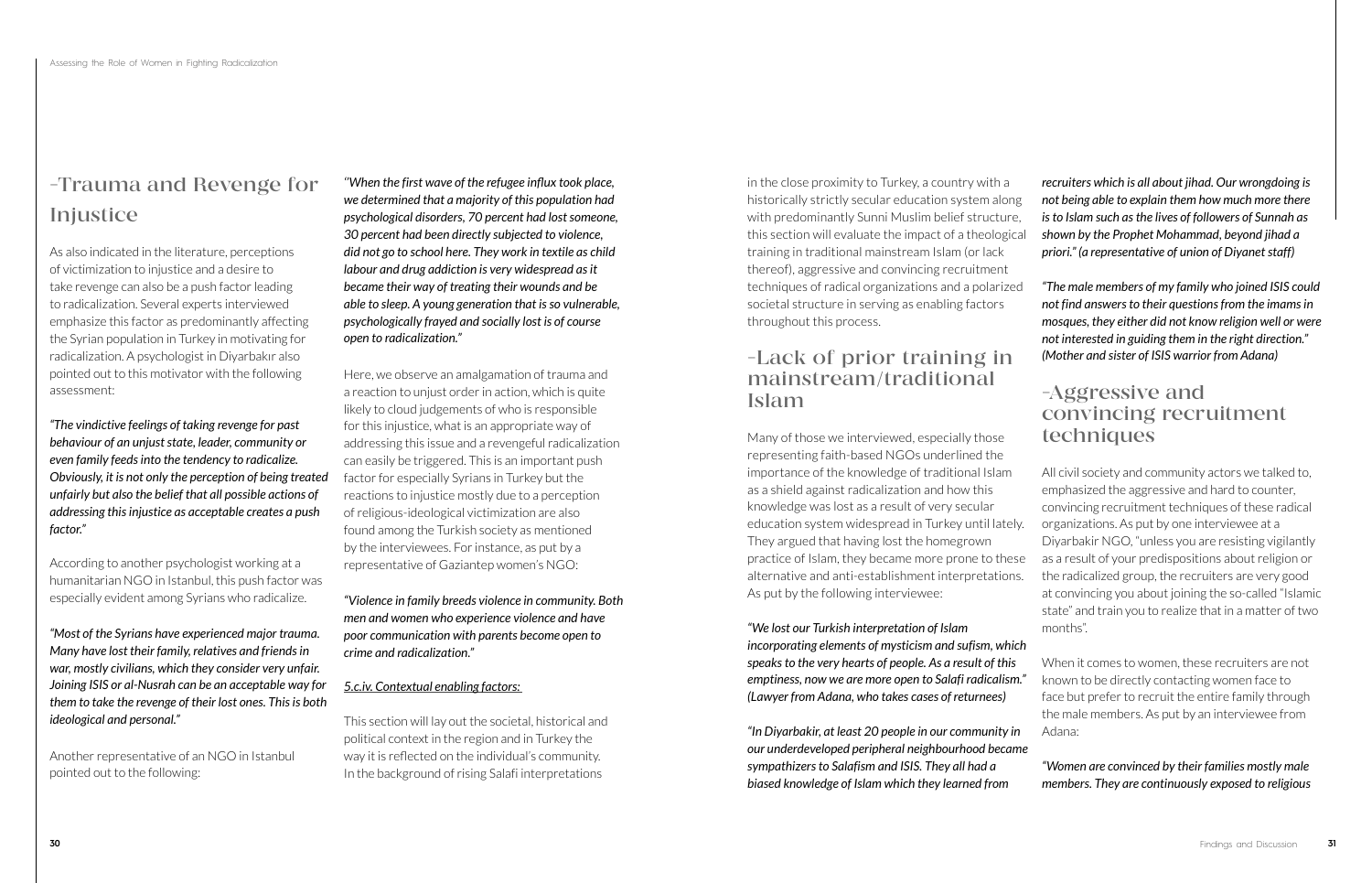## -Trauma and Revenge for Injustice

As also indicated in the literature, perceptions of victimization to injustice and a desire to take revenge can also be a push factor leading to radicalization. Several experts interviewed emphasize this factor as predominantly affecting the Syrian population in Turkey in motivating for radicalization. A psychologist in Diyarbakır also pointed out to this motivator with the following assessment:

*"The vindictive feelings of taking revenge for past behaviour of an unjust state, leader, community or even family feeds into the tendency to radicalize. Obviously, it is not only the perception of being treated unfairly but also the belief that all possible actions of addressing this injustice as acceptable creates a push factor."*

According to another psychologist working at a humanitarian NGO in Istanbul, this push factor was especially evident among Syrians who radicalize.

*"Most of the Syrians have experienced major trauma. Many have lost their family, relatives and friends in war, mostly civilians, which they consider very unfair. Joining ISIS or al-Nusrah can be an acceptable way for them to take the revenge of their lost ones. This is both ideological and personal."*

Another representative of an NGO in Istanbul pointed out to the following:

*"When the first wave of the refugee influx took place, we determined that a majority of this population had psychological disorders, 70 percent had lost someone, 30 percent had been directly subjected to violence, did not go to school here. They work in textile as child labour and drug addiction is very widespread as it became their way of treating their wounds and be able to sleep. A young generation that is so vulnerable, psychologically frayed and socially lost is of course open to radicalization."*

Here, we observe an amalgamation of trauma and a reaction to unjust order in action, which is quite likely to cloud judgements of who is responsible for this injustice, what is an appropriate way of addressing this issue and a revengeful radicalization can easily be triggered. This is an important push factor for especially Syrians in Turkey but the reactions to injustice mostly due to a perception of religious-ideological victimization are also found among the Turkish society as mentioned by the interviewees. For instance, as put by a representative of Gaziantep women's NGO:

*"Violence in family breeds violence in community. Both men and women who experience violence and have poor communication with parents become open to crime and radicalization."*

### 5.c.iv. Contextual enabling factors:

This section will lay out the societal, historical and political context in the region and in Turkey the way it is reflected on the individual's community. In the background of rising Salafi interpretations in the close proximity to Turkey, a country with a historically strictly secular education system along with predominantly Sunni Muslim belief structure, this section will evaluate the impact of a theological training in traditional mainstream Islam (or lack thereof), aggressive and convincing recruitment techniques of radical organizations and a polarized societal structure in serving as enabling factors throughout this process.

## -Lack of prior training in mainstream/traditional Islam

Many of those we interviewed, especially those representing faith-based NGOs underlined the importance of the knowledge of traditional Islam as a shield against radicalization and how this knowledge was lost as a result of very secular education system widespread in Turkey until lately. They argued that having lost the homegrown practice of Islam, they became more prone to these alternative and anti-establishment interpretations. As put by the following interviewee:

*"We lost our Turkish interpretation of Islam incorporating elements of mysticism and sufism, which speaks to the very hearts of people. As a result of this emptiness, now we are more open to Salafi radicalism." (Lawyer from Adana, who takes cases of returnees)*

*"In Diyarbakir, at least 20 people in our community in our underdeveloped peripheral neighbourhood became sympathizers to Salafism and ISIS. They all had a biased knowledge of Islam which they learned from recruiters which is all about jihad. Our wrongdoing is not being able to explain them how much more there is to Islam such as the lives of followers of Sunnah as shown by the Prophet Mohammad, beyond jihad a priori." (a representative of union of Diyanet staff)*

*"The male members of my family who joined ISIS could not find answers to their questions from the imams in mosques, they either did not know religion well or were not interested in guiding them in the right direction." (Mother and sister of ISIS warrior from Adana)*

## -Aggressive and convincing recruitment techniques

All civil society and community actors we talked to, emphasized the aggressive and hard to counter, convincing recruitment techniques of these radical organizations. As put by one interviewee at a Diyarbakir NGO, "unless you are resisting vigilantly as a result of your predispositions about religion or the radicalized group, the recruiters are very good at convincing you about joining the so-called "Islamic state" and train you to realize that in a matter of two months".

When it comes to women, these recruiters are not known to be directly contacting women face to face but prefer to recruit the entire family through the male members. As put by an interviewee from Adana:

*"Women are convinced by their families mostly male members. They are continuously exposed to religious*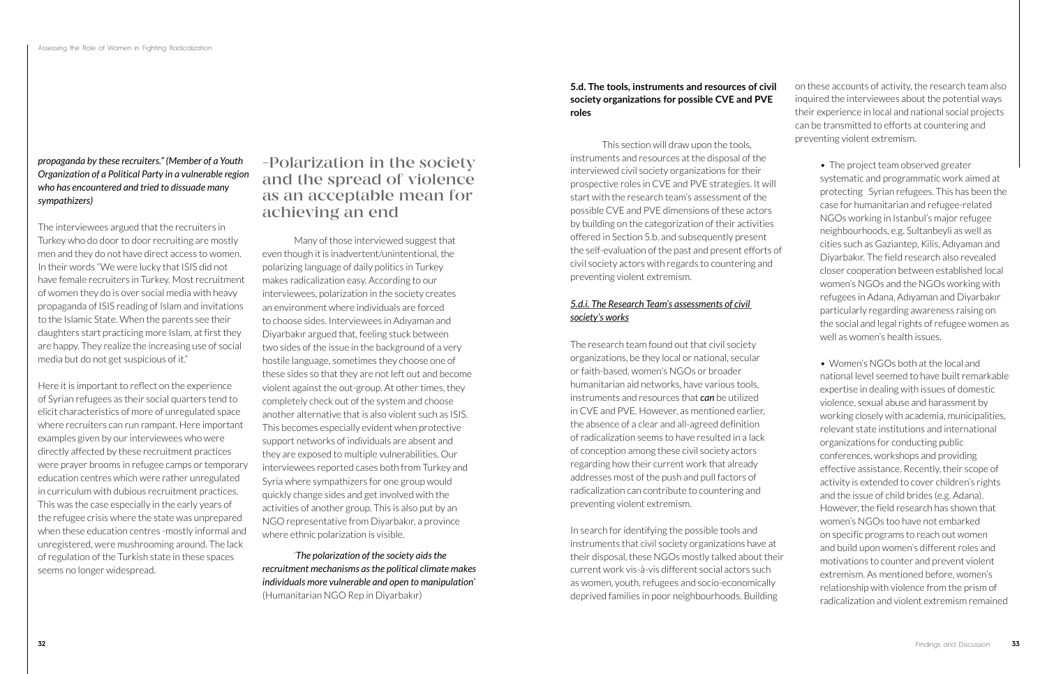*propaganda by these recruiters." (Member of a Youth Organization of a Political Party in a vulnerable region who has encountered and tried to dissuade many sympathizers)*

The interviewees argued that the recruiters in Turkey who do door to door recruiting are mostly men and they do not have direct access to women. In their words "We were lucky that ISIS did not have female recruiters in Turkey. Most recruitment of women they do is over social media with heavy propaganda of ISIS reading of Islam and invitations to the Islamic State. When the parents see their daughters start practicing more Islam, at first they are happy. They realize the increasing use of social media but do not get suspicious of it."

Here it is important to reflect on the experience of Syrian refugees as their social quarters tend to elicit characteristics of more of unregulated space where recruiters can run rampant. Here important examples given by our interviewees who were directly affected by these recruitment practices were prayer brooms in refugee camps or temporary education centres which were rather unregulated in curriculum with dubious recruitment practices. This was the case especially in the early years of the refugee crisis where the state was unprepared when these education centres -mostly informal and unregistered, were mushrooming around. The lack of regulation of the Turkish state in these spaces seems no longer widespread.

## -Polarization in the society and the spread of violence as an acceptable mean for achieving an end

Many of those interviewed suggest that even though it is inadvertent/unintentional, the polarizing language of daily politics in Turkey makes radicalization easy. According to our interviewees, polarization in the society creates an environment where individuals are forced to choose sides. Interviewees in Adıyaman and Diyarbakır argued that, feeling stuck between two sides of the issue in the background of a very hostile language, sometimes they choose one of these sides so that they are not left out and become violent against the out-group. At other times, they completely check out of the system and choose another alternative that is also violent such as ISIS. This becomes especially evident when protective support networks of individuals are absent and they are exposed to multiple vulnerabilities. Our interviewees reported cases both from Turkey and Syria where sympathizers for one group would quickly change sides and get involved with the activities of another group. This is also put by an NGO representative from Diyarbakır, a province where ethnic polarization is visible.

'*The polarization of the society aids the recruitment mechanisms as the political climate makes individuals more vulnerable and open to manipulation*' (Humanitarian NGO Rep in Diyarbakır)

### 5.d. The tools, instruments and resources of civil society organizations for possible CVE and PVE roles

This section will draw upon the tools, instruments and resources at the disposal of the interviewed civil society organizations for their prospective roles in CVE and PVE strategies. It will start with the research team's assessment of the possible CVE and PVE dimensions of these actors by building on the categorization of their activities offered in Section 5.b. and subsequently present the self-evaluation of the past and present efforts of civil society actors with regards to countering and preventing violent extremism.

#### *5.d.i. The Research Team's assessments of civil society's works*

The research team found out that civil society organizations, be they local or national, secular or faith-based, women's NGOs or broader humanitarian aid networks, have various tools, instruments and resources that ***can*** be utilized in CVE and PVE. However, as mentioned earlier, the absence of a clear and all-agreed definition of radicalization seems to have resulted in a lack of conception among these civil society actors regarding how their current work that already addresses most of the push and pull factors of radicalization can contribute to countering and preventing violent extremism.

In search for identifying the possible tools and instruments that civil society organizations have at their disposal, these NGOs mostly talked about their current work vis-à-vis different social actors such as women, youth, refugees and socio-economically deprived families in poor neighbourhoods. Building on these accounts of activity, the research team also inquired the interviewees about the potential ways their experience in local and national social projects can be transmitted to efforts at countering and preventing violent extremism.

- The project team observed greater systematic and programmatic work aimed at protecting Syrian refugees. This has been the case for humanitarian and refugee-related NGOs working in Istanbul's major refugee neighbourhoods, e.g. Sultanbeyli as well as cities such as Gaziantep, Kilis, Adıyaman and Diyarbakır. The field research also revealed closer cooperation between established local women's NGOs and the NGOs working with refugees in Adana, Adıyaman and Diyarbakır particularly regarding awareness raising on the social and legal rights of refugee women as well as women's health issues.

- Women's NGOs both at the local and national level seemed to have built remarkable expertise in dealing with issues of domestic violence, sexual abuse and harassment by working closely with academia, municipalities, relevant state institutions and international organizations for conducting public conferences, workshops and providing effective assistance. Recently, their scope of activity is extended to cover children's rights and the issue of child brides (e.g. Adana). However, the field research has shown that women's NGOs too have not embarked on specific programs to reach out women and build upon women's different roles and motivations to counter and prevent violent extremism. As mentioned before, women's relationship with violence from the prism of radicalization and violent extremism remained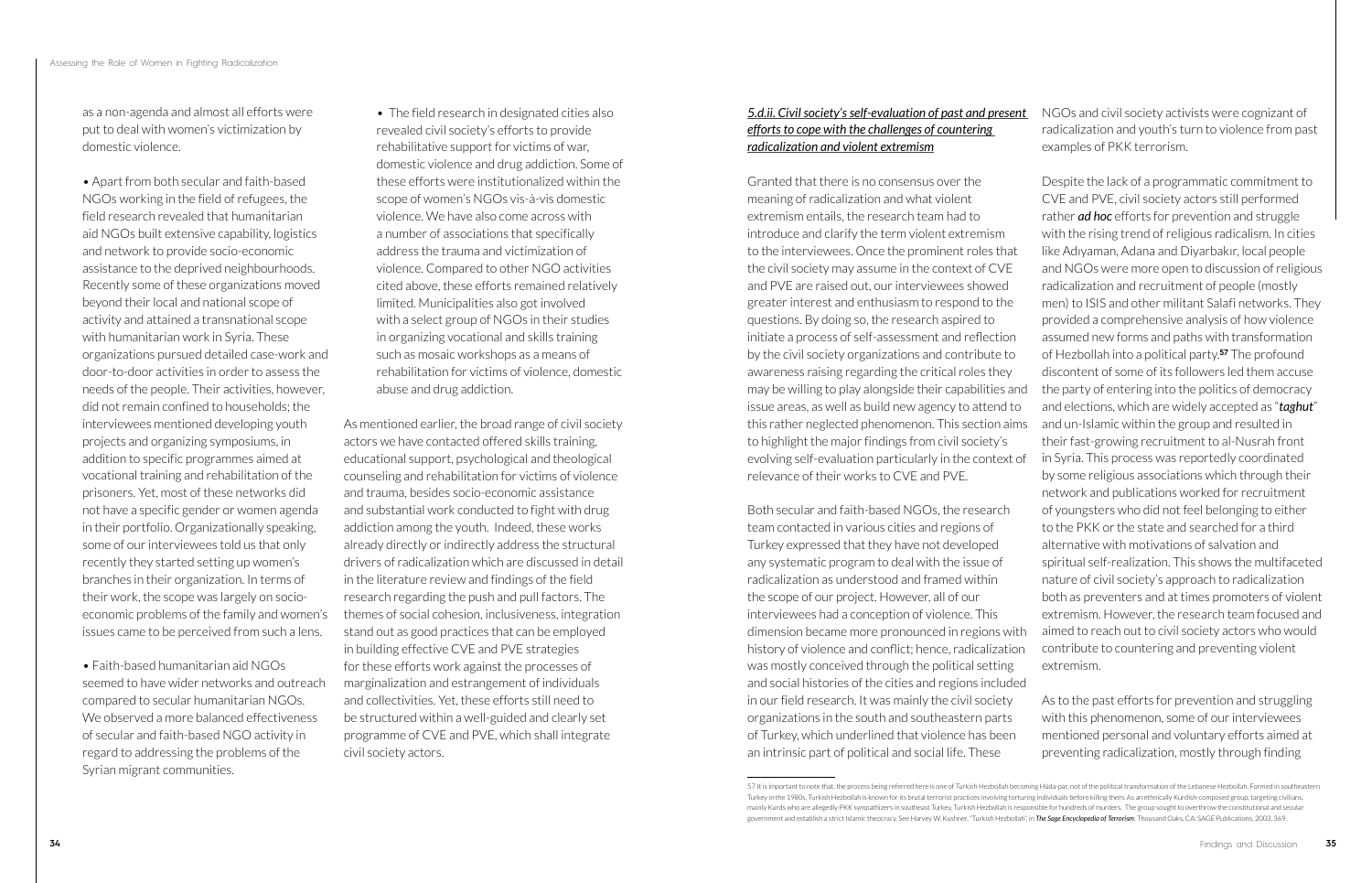as a non-agenda and almost all efforts were put to deal with women's victimization by domestic violence.

- Apart from both secular and faith-based NGOs working in the field of refugees, the field research revealed that humanitarian aid NGOs built extensive capability, logistics and network to provide socio-economic assistance to the deprived neighbourhoods. Recently some of these organizations moved beyond their local and national scope of activity and attained a transnational scope with humanitarian work in Syria. These organizations pursued detailed case-work and door-to-door activities in order to assess the needs of the people. Their activities, however, did not remain confined to households; the interviewees mentioned developing youth projects and organizing symposiums, in addition to specific programmes aimed at vocational training and rehabilitation of the prisoners. Yet, most of these networks did not have a specific gender or women agenda in their portfolio. Organizationally speaking, some of our interviewees told us that only recently they started setting up women's branches in their organization. In terms of their work, the scope was largely on socio-economic problems of the family and women's issues came to be perceived from such a lens.

- Faith-based humanitarian aid NGOs seemed to have wider networks and outreach compared to secular humanitarian NGOs. We observed a more balanced effectiveness of secular and faith-based NGO activity in regard to addressing the problems of the Syrian migrant communities.

- The field research in designated cities also revealed civil society's efforts to provide rehabilitative support for victims of war, domestic violence and drug addiction. Some of these efforts were institutionalized within the scope of women's NGOs vis-à-vis domestic violence. We have also come across with a number of associations that specifically address the trauma and victimization of violence. Compared to other NGO activities cited above, these efforts remained relatively limited. Municipalities also got involved with a select group of NGOs in their studies in organizing vocational and skills training such as mosaic workshops as a means of rehabilitation for victims of violence, domestic abuse and drug addiction.

As mentioned earlier, the broad range of civil society actors we have contacted offered skills training, educational support, psychological and theological counseling and rehabilitation for victims of violence and trauma, besides socio-economic assistance and substantial work conducted to fight with drug addiction among the youth. Indeed, these works already directly or indirectly address the structural drivers of radicalization which are discussed in detail in the literature review and findings of the field research regarding the push and pull factors. The themes of social cohesion, inclusiveness, integration stand out as good practices that can be employed in building effective CVE and PVE strategies for these efforts work against the processes of marginalization and estrangement of individuals and collectivities. Yet, these efforts still need to be structured within a well-guided and clearly set programme of CVE and PVE, which shall integrate civil society actors.

### *5.d.ii. Civil society's self-evaluation of past and present efforts to cope with the challenges of countering radicalization and violent extremism*

Granted that there is no consensus over the meaning of radicalization and what violent extremism entails, the research team had to introduce and clarify the term violent extremism to the interviewees. Once the prominent roles that the civil society may assume in the context of CVE and PVE are raised out, our interviewees showed greater interest and enthusiasm to respond to the questions. By doing so, the research aspired to initiate a process of self-assessment and reflection by the civil society organizations and contribute to awareness raising regarding the critical roles they may be willing to play alongside their capabilities and issue areas, as well as build new agency to attend to this rather neglected phenomenon. This section aims to highlight the major findings from civil society's evolving self-evaluation particularly in the context of relevance of their works to CVE and PVE.

Both secular and faith-based NGOs, the research team contacted in various cities and regions of Turkey expressed that they have not developed any systematic program to deal with the issue of radicalization as understood and framed within the scope of our project. However, all of our interviewees had a conception of violence. This dimension became more pronounced in regions with history of violence and conflict; hence, radicalization was mostly conceived through the political setting and social histories of the cities and regions included in our field research. It was mainly the civil society organizations in the south and southeastern parts of Turkey, which underlined that violence has been an intrinsic part of political and social life. These NGOs and civil society activists were cognizant of radicalization and youth's turn to violence from past examples of PKK terrorism.

Despite the lack of a programmatic commitment to CVE and PVE, civil society actors still performed rather ***ad hoc*** efforts for prevention and struggle with the rising trend of religious radicalism. In cities like Adıyaman, Adana and Diyarbakır, local people and NGOs were more open to discussion of religious radicalization and recruitment of people (mostly men) to ISIS and other militant Salafi networks. They provided a comprehensive analysis of how violence assumed new forms and paths with transformation of Hezbollah into a political party.[57] The profound discontent of some of its followers led them accuse the party of entering into the politics of democracy and elections, which are widely accepted as "***taghut***" and un-Islamic within the group and resulted in their fast-growing recruitment to al-Nusrah front in Syria. This process was reportedly coordinated by some religious associations which through their network and publications worked for recruitment of youngsters who did not feel belonging to either to the PKK or the state and searched for a third alternative with motivations of salvation and spiritual self-realization. This shows the multifaceted nature of civil society's approach to radicalization both as preventers and at times promoters of violent extremism. However, the research team focused and aimed to reach out to civil society actors who would contribute to countering and preventing violent extremism.

As to the past efforts for prevention and struggling with this phenomenon, some of our interviewees mentioned personal and voluntary efforts aimed at preventing radicalization, mostly through finding

---

57 It is important to note that, the process being referred here is one of Turkish Hezbollah becoming Hüda-par, not of the political transformation of the Lebanese Hezbollah. Formed in southeastern Turkey in the 1980s, Turkish Hezbollah is known for its brutal terrorist practices involving torturing individuals before killing them. As an ethnically Kurdish-composed group, targeting civilians, mainly Kurds who are allegedly PKK sympathizers in southeast Turkey, Turkish Hezbollah is responsible for hundreds of murders. The group sought to overthrow the constitutional and secular government and establish a strict Islamic theocracy. See Harvey W. Kushner, "Turkish Hezbollah", in ***The Sage Encyclopedia of Terrorism***, Thousand Oaks, CA: SAGE Publications, 2003, 369.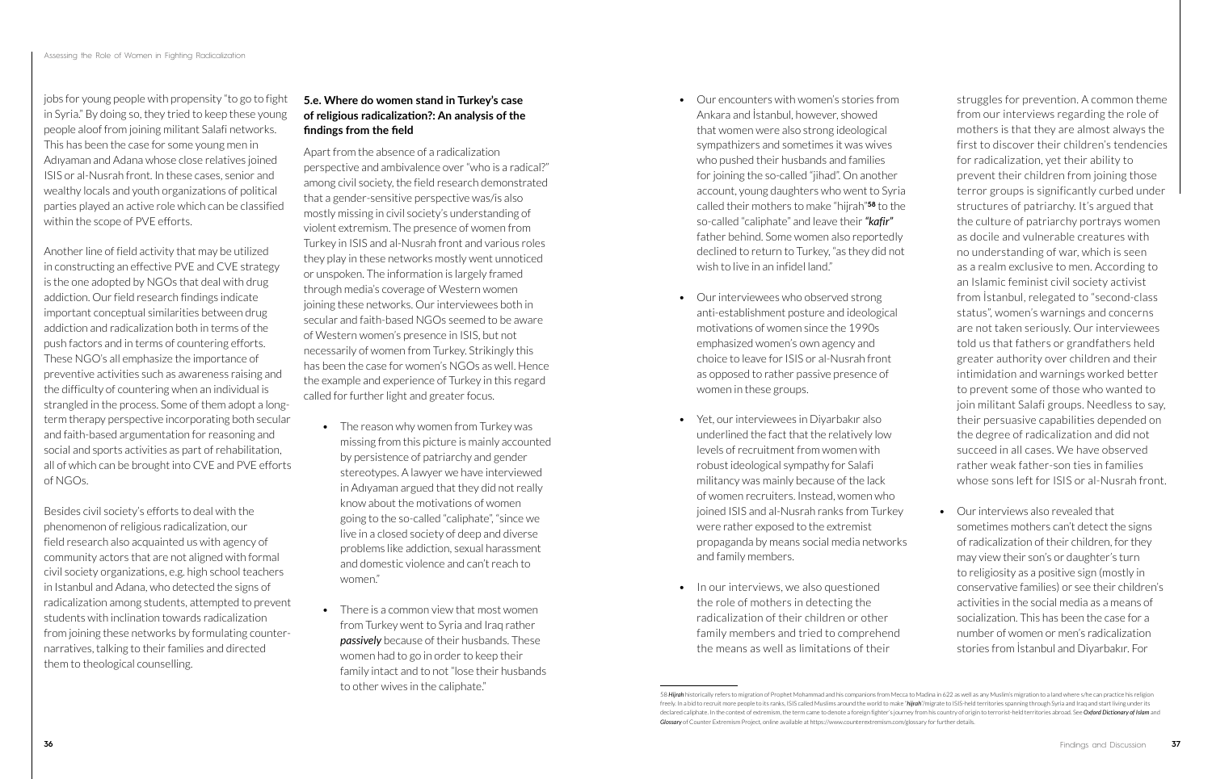jobs for young people with propensity "to go to fight in Syria." By doing so, they tried to keep these young people aloof from joining militant Salafi networks. This has been the case for some young men in Adıyaman and Adana whose close relatives joined ISIS or al-Nusrah front. In these cases, senior and wealthy locals and youth organizations of political parties played an active role which can be classified within the scope of PVE efforts.

Another line of field activity that may be utilized in constructing an effective PVE and CVE strategy is the one adopted by NGOs that deal with drug addiction. Our field research findings indicate important conceptual similarities between drug addiction and radicalization both in terms of the push factors and in terms of countering efforts. These NGO's all emphasize the importance of preventive activities such as awareness raising and the difficulty of countering when an individual is strangled in the process. Some of them adopt a long-term therapy perspective incorporating both secular and faith-based argumentation for reasoning and social and sports activities as part of rehabilitation, all of which can be brought into CVE and PVE efforts of NGOs.

Besides civil society's efforts to deal with the phenomenon of religious radicalization, our field research also acquainted us with agency of community actors that are not aligned with formal civil society organizations, e.g. high school teachers in Istanbul and Adana, who detected the signs of radicalization among students, attempted to prevent students with inclination towards radicalization from joining these networks by formulating counter-narratives, talking to their families and directed them to theological counselling.

### 5.e. Where do women stand in Turkey's case of religious radicalization?: An analysis of the findings from the field

Apart from the absence of a radicalization perspective and ambivalence over "who is a radical?" among civil society, the field research demonstrated that a gender-sensitive perspective was/is also mostly missing in civil society's understanding of violent extremism. The presence of women from Turkey in ISIS and al-Nusrah front and various roles they play in these networks mostly went unnoticed or unspoken. The information is largely framed through media's coverage of Western women joining these networks. Our interviewees both in secular and faith-based NGOs seemed to be aware of Western women's presence in ISIS, but not necessarily of women from Turkey. Strikingly this has been the case for women's NGOs as well. Hence the example and experience of Turkey in this regard called for further light and greater focus.

- The reason why women from Turkey was missing from this picture is mainly accounted by persistence of patriarchy and gender stereotypes. A lawyer we have interviewed in Adıyaman argued that they did not really know about the motivations of women going to the so-called "caliphate", "since we live in a closed society of deep and diverse problems like addiction, sexual harassment and domestic violence and can't reach to women."

- There is a common view that most women from Turkey went to Syria and Iraq rather ***passively*** because of their husbands. These women had to go in order to keep their family intact and to not "lose their husbands to other wives in the caliphate."

- Our encounters with women's stories from Ankara and İstanbul, however, showed that women were also strong ideological sympathizers and sometimes it was wives who pushed their husbands and families for joining the so-called "jihad". On another account, young daughters who went to Syria called their mothers to make "hijrah"[58] to the so-called "caliphate" and leave their ***"kafir"*** father behind. Some women also reportedly declined to return to Turkey, "as they did not wish to live in an infidel land."

- Our interviewees who observed strong anti-establishment posture and ideological motivations of women since the 1990s emphasized women's own agency and choice to leave for ISIS or al-Nusrah front as opposed to rather passive presence of women in these groups.

- Yet, our interviewees in Diyarbakır also underlined the fact that the relatively low levels of recruitment from women with robust ideological sympathy for Salafi militancy was mainly because of the lack of women recruiters. Instead, women who joined ISIS and al-Nusrah ranks from Turkey were rather exposed to the extremist propaganda by means social media networks and family members.

- In our interviews, we also questioned the role of mothers in detecting the radicalization of their children or other family members and tried to comprehend the means as well as limitations of their struggles for prevention. A common theme from our interviews regarding the role of mothers is that they are almost always the first to discover their children's tendencies for radicalization, yet their ability to prevent their children from joining those terror groups is significantly curbed under structures of patriarchy. It's argued that the culture of patriarchy portrays women as docile and vulnerable creatures with no understanding of war, which is seen as a realm exclusive to men. According to an Islamic feminist civil society activist from İstanbul, relegated to "second-class status", women's warnings and concerns are not taken seriously. Our interviewees told us that fathers or grandfathers held greater authority over children and their intimidation and warnings worked better to prevent some of those who wanted to join militant Salafi groups. Needless to say, their persuasive capabilities depended on the degree of radicalization and did not succeed in all cases. We have observed rather weak father-son ties in families whose sons left for ISIS or al-Nusrah front.

- Our interviews also revealed that sometimes mothers can't detect the signs of radicalization of their children, for they may view their son's or daughter's turn to religiosity as a positive sign (mostly in conservative families) or see their children's activities in the social media as a means of socialization. This has been the case for a number of women or men's radicalization stories from İstanbul and Diyarbakır. For

---

58 ***Hijrah*** historically refers to migration of Prophet Mohammad and his companions from Mecca to Madina in 622 as well as any Muslim's migration to a land where s/he can practice his religion freely. In a bid to recruit more people to its ranks, ISIS called Muslims around the world to make "***hijrah***"/migrate to ISIS-held territories spanning through Syria and Iraq and start living under its declared caliphate. In the context of extremism, the term came to denote a foreign fighter's journey from his country of origin to terrorist-held territories abroad. See ***Oxford Dictionary of Islam*** and ***Glossary*** of Counter Extremism Project, online available at https://www.counterextremism.com/glossary for further details.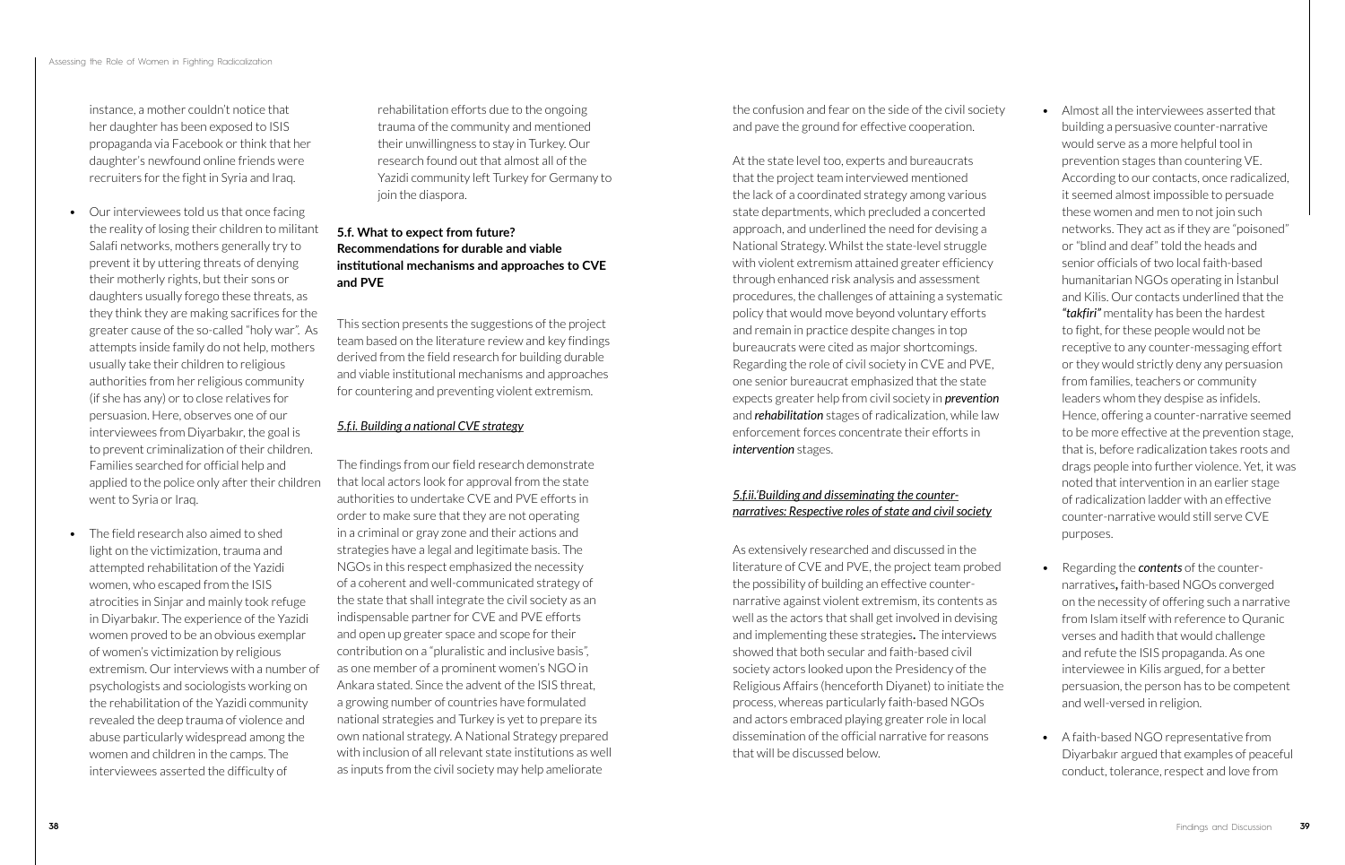instance, a mother couldn't notice that her daughter has been exposed to ISIS propaganda via Facebook or think that her daughter's newfound online friends were recruiters for the fight in Syria and Iraq.

- Our interviewees told us that once facing the reality of losing their children to militant Salafi networks, mothers generally try to prevent it by uttering threats of denying their motherly rights, but their sons or daughters usually forego these threats, as they think they are making sacrifices for the greater cause of the so-called "holy war". As attempts inside family do not help, mothers usually take their children to religious authorities from her religious community (if she has any) or to close relatives for persuasion. Here, observes one of our interviewees from Diyarbakır, the goal is to prevent criminalization of their children. Families searched for official help and applied to the police only after their children went to Syria or Iraq.

- The field research also aimed to shed light on the victimization, trauma and attempted rehabilitation of the Yazidi women, who escaped from the ISIS atrocities in Sinjar and mainly took refuge in Diyarbakır. The experience of the Yazidi women proved to be an obvious exemplar of women's victimization by religious extremism. Our interviews with a number of psychologists and sociologists working on the rehabilitation of the Yazidi community revealed the deep trauma of violence and abuse particularly widespread among the women and children in the camps. The interviewees asserted the difficulty of rehabilitation efforts due to the ongoing trauma of the community and mentioned their unwillingness to stay in Turkey. Our research found out that almost all of the Yazidi community left Turkey for Germany to join the diaspora.

### 5.f. What to expect from future? Recommendations for durable and viable institutional mechanisms and approaches to CVE and PVE

This section presents the suggestions of the project team based on the literature review and key findings derived from the field research for building durable and viable institutional mechanisms and approaches for countering and preventing violent extremism.

#### *5.f.i. Building a national CVE strategy*

The findings from our field research demonstrate that local actors look for approval from the state authorities to undertake CVE and PVE efforts in order to make sure that they are not operating in a criminal or gray zone and their actions and strategies have a legal and legitimate basis. The NGOs in this respect emphasized the necessity of a coherent and well-communicated strategy of the state that shall integrate the civil society as an indispensable partner for CVE and PVE efforts and open up greater space and scope for their contribution on a "pluralistic and inclusive basis", as one member of a prominent women's NGO in Ankara stated. Since the advent of the ISIS threat, a growing number of countries have formulated national strategies and Turkey is yet to prepare its own national strategy. A National Strategy prepared with inclusion of all relevant state institutions as well as inputs from the civil society may help ameliorate the confusion and fear on the side of the civil society and pave the ground for effective cooperation.

At the state level too, experts and bureaucrats that the project team interviewed mentioned the lack of a coordinated strategy among various state departments, which precluded a concerted approach, and underlined the need for devising a National Strategy. Whilst the state-level struggle with violent extremism attained greater efficiency through enhanced risk analysis and assessment procedures, the challenges of attaining a systematic policy that would move beyond voluntary efforts and remain in practice despite changes in top bureaucrats were cited as major shortcomings. Regarding the role of civil society in CVE and PVE, one senior bureaucrat emphasized that the state expects greater help from civil society in ***prevention*** and ***rehabilitation*** stages of radicalization, while law enforcement forces concentrate their efforts in ***intervention*** stages.

#### *5.f.ii.'Building and disseminating the counter-narratives: Respective roles of state and civil society*

As extensively researched and discussed in the literature of CVE and PVE, the project team probed the possibility of building an effective counter-narrative against violent extremism, its contents as well as the actors that shall get involved in devising and implementing these strategies**.** The interviews showed that both secular and faith-based civil society actors looked upon the Presidency of the Religious Affairs (henceforth Diyanet) to initiate the process, whereas particularly faith-based NGOs and actors embraced playing greater role in local dissemination of the official narrative for reasons that will be discussed below.

- Almost all the interviewees asserted that building a persuasive counter-narrative would serve as a more helpful tool in prevention stages than countering VE. According to our contacts, once radicalized, it seemed almost impossible to persuade these women and men to not join such networks. They act as if they are "poisoned" or "blind and deaf" told the heads and senior officials of two local faith-based humanitarian NGOs operating in İstanbul and Kilis. Our contacts underlined that the ***"takfiri"*** mentality has been the hardest to fight, for these people would not be receptive to any counter-messaging effort or they would strictly deny any persuasion from families, teachers or community leaders whom they despise as infidels. Hence, offering a counter-narrative seemed to be more effective at the prevention stage, that is, before radicalization takes roots and drags people into further violence. Yet, it was noted that intervention in an earlier stage of radicalization ladder with an effective counter-narrative would still serve CVE purposes.

- Regarding the ***contents*** of the counter-narratives**,** faith-based NGOs converged on the necessity of offering such a narrative from Islam itself with reference to Quranic verses and hadith that would challenge and refute the ISIS propaganda. As one interviewee in Kilis argued, for a better persuasion, the person has to be competent and well-versed in religion.

- A faith-based NGO representative from Diyarbakır argued that examples of peaceful conduct, tolerance, respect and love from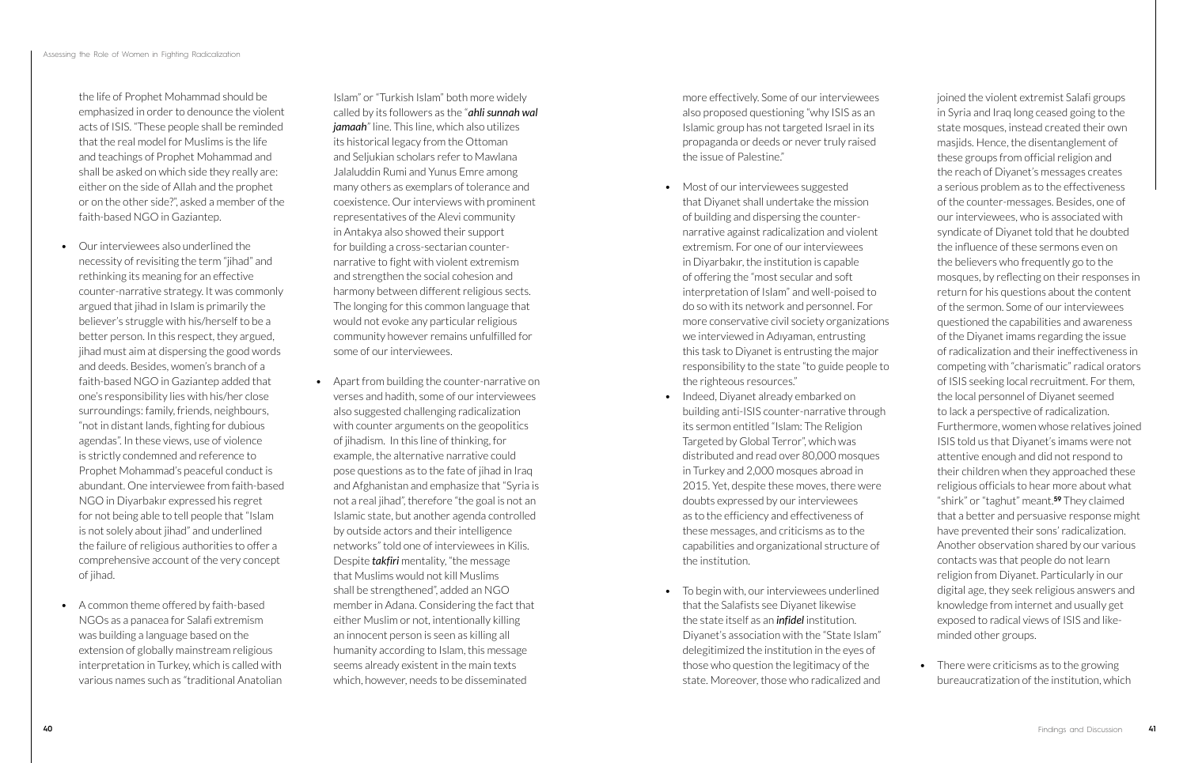the life of Prophet Mohammad should be emphasized in order to denounce the violent acts of ISIS. "These people shall be reminded that the real model for Muslims is the life and teachings of Prophet Mohammad and shall be asked on which side they really are: either on the side of Allah and the prophet or on the other side?", asked a member of the faith-based NGO in Gaziantep.

- Our interviewees also underlined the necessity of revisiting the term "jihad" and rethinking its meaning for an effective counter-narrative strategy. It was commonly argued that jihad in Islam is primarily the believer's struggle with his/herself to be a better person. In this respect, they argued, jihad must aim at dispersing the good words and deeds. Besides, women's branch of a faith-based NGO in Gaziantep added that one's responsibility lies with his/her close surroundings: family, friends, neighbours, "not in distant lands, fighting for dubious agendas". In these views, use of violence is strictly condemned and reference to Prophet Mohammad's peaceful conduct is abundant. One interviewee from faith-based NGO in Diyarbakır expressed his regret for not being able to tell people that "Islam is not solely about jihad" and underlined the failure of religious authorities to offer a comprehensive account of the very concept of jihad.

- A common theme offered by faith-based NGOs as a panacea for Salafi extremism was building a language based on the extension of globally mainstream religious interpretation in Turkey, which is called with various names such as "traditional Anatolian Islam" or "Turkish Islam" both more widely called by its followers as the "***ahli sunnah wal jamaah***" line. This line, which also utilizes its historical legacy from the Ottoman and Seljukian scholars refer to Mawlana Jalaluddin Rumi and Yunus Emre among many others as exemplars of tolerance and coexistence. Our interviews with prominent representatives of the Alevi community in Antakya also showed their support for building a cross-sectarian counter-narrative to fight with violent extremism and strengthen the social cohesion and harmony between different religious sects. The longing for this common language that would not evoke any particular religious community however remains unfulfilled for some of our interviewees.

- Apart from building the counter-narrative on verses and hadith, some of our interviewees also suggested challenging radicalization with counter arguments on the geopolitics of jihadism. In this line of thinking, for example, the alternative narrative could pose questions as to the fate of jihad in Iraq and Afghanistan and emphasize that "Syria is not a real jihad", therefore "the goal is not an Islamic state, but another agenda controlled by outside actors and their intelligence networks" told one of interviewees in Kilis. Despite ***takfiri*** mentality, "the message that Muslims would not kill Muslims shall be strengthened", added an NGO member in Adana. Considering the fact that either Muslim or not, intentionally killing an innocent person is seen as killing all humanity according to Islam, this message seems already existent in the main texts which, however, needs to be disseminated more effectively. Some of our interviewees also proposed questioning "why ISIS as an Islamic group has not targeted Israel in its propaganda or deeds or never truly raised the issue of Palestine."

- Most of our interviewees suggested that Diyanet shall undertake the mission of building and dispersing the counter-narrative against radicalization and violent extremism. For one of our interviewees in Diyarbakır, the institution is capable of offering the "most secular and soft interpretation of Islam" and well-poised to do so with its network and personnel. For more conservative civil society organizations we interviewed in Adıyaman, entrusting this task to Diyanet is entrusting the major responsibility to the state "to guide people to the righteous resources."

- Indeed, Diyanet already embarked on building anti-ISIS counter-narrative through its sermon entitled "Islam: The Religion Targeted by Global Terror", which was distributed and read over 80,000 mosques in Turkey and 2,000 mosques abroad in 2015. Yet, despite these moves, there were doubts expressed by our interviewees as to the efficiency and effectiveness of these messages, and criticisms as to the capabilities and organizational structure of the institution.

- To begin with, our interviewees underlined that the Salafists see Diyanet likewise the state itself as an ***infidel*** institution. Diyanet's association with the "State Islam" delegitimized the institution in the eyes of those who question the legitimacy of the state. Moreover, those who radicalized and joined the violent extremist Salafi groups in Syria and Iraq long ceased going to the state mosques, instead created their own masjids. Hence, the disentanglement of these groups from official religion and the reach of Diyanet's messages creates a serious problem as to the effectiveness of the counter-messages. Besides, one of our interviewees, who is associated with syndicate of Diyanet told that he doubted the influence of these sermons even on the believers who frequently go to the mosques, by reflecting on their responses in return for his questions about the content of the sermon. Some of our interviewees questioned the capabilities and awareness of the Diyanet imams regarding the issue of radicalization and their ineffectiveness in competing with "charismatic" radical orators of ISIS seeking local recruitment. For them, the local personnel of Diyanet seemed to lack a perspective of radicalization. Furthermore, women whose relatives joined ISIS told us that Diyanet's imams were not attentive enough and did not respond to their children when they approached these religious officials to hear more about what "shirk" or "taghut" meant.[59] They claimed that a better and persuasive response might have prevented their sons' radicalization. Another observation shared by our various contacts was that people do not learn religion from Diyanet. Particularly in our digital age, they seek religious answers and knowledge from internet and usually get exposed to radical views of ISIS and like-minded other groups.

- There were criticisms as to the growing bureaucratization of the institution, which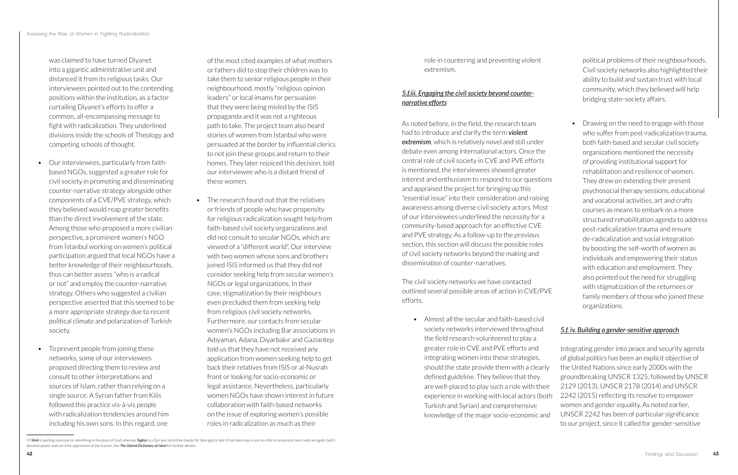was claimed to have turned Diyanet into a gigantic administrative unit and distanced it from its religious tasks. Our interviewees pointed out to the contending positions within the institution, as a factor curtailing Diyanet's efforts to offer a common, all-encompassing message to fight with radicalization. They underlined divisions inside the schools of Theology and competing schools of thought.

- Our interviewees, particularly from faith-based NGOs, suggested a greater role for civil society in promoting and disseminating counter-narrative strategy alongside other components of a CVE/PVE strategy, which they believed would reap greater benefits than the direct involvement of the state. Among those who proposed a more civilian perspective, a prominent women's NGO from İstanbul working on women's political participation argued that local NGOs have a better knowledge of their neighbourhoods, thus can better assess "who is a radical or not" and employ the counter-narrative strategy. Others who suggested a civilian perspective asserted that this seemed to be a more appropriate strategy due to recent political climate and polarization of Turkish society.

- To prevent people from joining these networks, some of our interviewees proposed directing them to review and consult to other interpretations and sources of Islam, rather than relying on a single source. A Syrian father from Kilis followed this practice vis-à-vis people with radicalization tendencies around him including his own sons. In this regard, one of the most cited examples of what mothers or fathers did to stop their children was to take them to senior religious people in their neighbourhood, mostly "religious opinion leaders" or local imams for persuasion that they were being misled by the ISIS propaganda and it was not a righteous path to take. The project team also heard stories of women from İstanbul who were persuaded at the border by influential clerics to not join these groups and return to their homes. They later rejoiced this decision, told our interviewee who is a distant friend of these women.

- The research found out that the relatives or friends of people who have propensity for religious radicalization sought help from faith-based civil society organizations and did not consult to secular NGOs, which are viewed of a "different world". Our interview with two women whose sons and brothers joined ISIS informed us that they did not consider seeking help from secular women's NGOs or legal organizations. In their case, stigmatization by their neighbours even precluded them from seeking help from religious civil society networks. Furthermore, our contacts from secular women's NGOs including Bar associations in Adıyaman, Adana, Diyarbakır and Gaziantep told us that they have not received any application from women seeking help to get back their relatives from ISIS or al-Nusrah front or looking for socio-economic or legal assistance. Nevertheless, particularly women NGOs have shown interest in future collaboration with faith-based networks on the issue of exploring women's possible roles in radicalization as much as their role in countering and preventing violent extremism.

### 5.f.iii. Engaging the civil society beyond counter-narrative efforts

As noted before, in the field, the research team had to introduce and clarify the term ***violent extremism***, which is relatively novel and still under debate even among international actors. Once the central role of civil society in CVE and PVE efforts is mentioned, the interviewees showed greater interest and enthusiasm to respond to our questions and appraised the project for bringing up this "essential issue" into their consideration and raising awareness among diverse civil society actors. Most of our interviewees underlined the necessity for a community-based approach for an effective CVE and PVE strategy. As a follow-up to the previous section, this section will discuss the possible roles of civil society networks beyond the making and dissemination of counter-narratives.

The civil society networks we have contacted outlined several possible areas of action in CVE/PVE efforts.

- Almost all the secular and faith-based civil society networks interviewed throughout the field research volunteered to play a greater role in CVE and PVE efforts and integrating women into these strategies, should the state provide them with a clearly defined guideline. They believe that they are well-placed to play such a role with their experience in working with local actors (both Turkish and Syrian) and comprehensive knowledge of the major socio-economic and political problems of their neighbourhoods. Civil society networks also highlighted their ability to build and sustain trust with local community, which they believed will help bridging state-society affairs.

- Drawing on the need to engage with those who suffer from post-radicalization trauma, both faith-based and secular civil society organizations mentioned the necessity of providing institutional support for rehabilitation and resilience of women. They drew on extending their present psychosocial therapy sessions, educational and vocational activities, art and crafts courses as means to embark on a more structured rehabilitation agenda to address post-radicalization trauma and ensure de-radicalization and social integration by boosting the self-worth of women as individuals and empowering their status with education and employment. They also pointed out the need for struggling with stigmatization of the returnees or family members of those who joined these organizations.

### 5.f. iv. Building a gender-sensitive approach

Integrating gender into peace and security agenda of global politics has been an explicit objective of the United Nations since early 2000s with the groundbreaking UNSCR 1325, followed by UNSCR 2129 (2013), UNSCR 2178 (2014) and UNSCR 2242 (2015) reflecting its resolve to empower women and gender equality. As noted earlier, UNSCR 2242 has been of particular significance to our project, since it called for gender-sensitive

---

59 ***Shirk*** is putting someone or something in the place of God, whereas ***Taghut*** is a Qur'anic term that stands for false god or idol. It has been also in use to refer to tyrannical rulers who arrogate God's absolute power and use it for oppression of the masses. See ***The Oxford Dictionary of Islam*** for further details.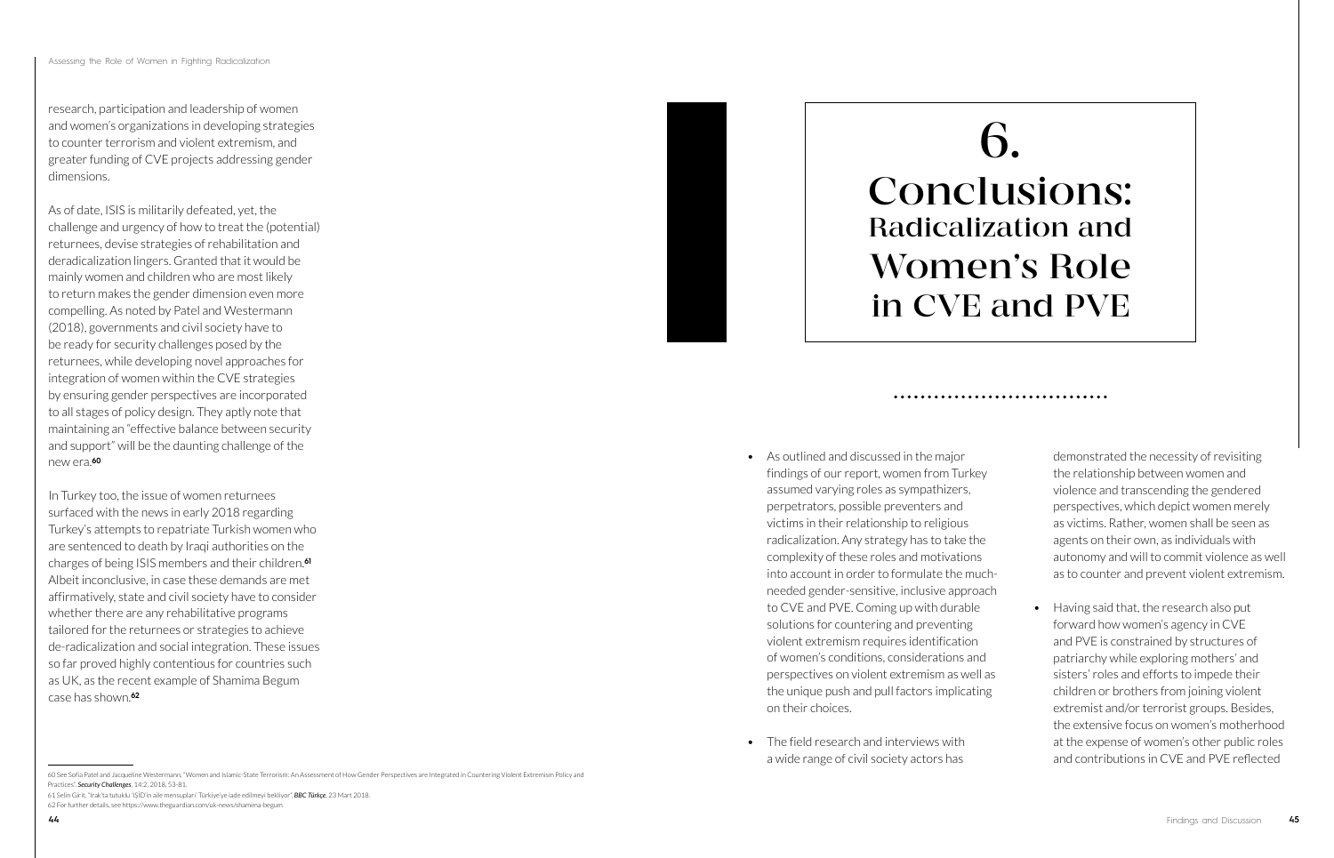research, participation and leadership of women and women's organizations in developing strategies to counter terrorism and violent extremism, and greater funding of CVE projects addressing gender dimensions.

As of date, ISIS is militarily defeated, yet, the challenge and urgency of how to treat the (potential) returnees, devise strategies of rehabilitation and deradicalization lingers. Granted that it would be mainly women and children who are most likely to return makes the gender dimension even more compelling. As noted by Patel and Westermann (2018), governments and civil society have to be ready for security challenges posed by the returnees, while developing novel approaches for integration of women within the CVE strategies by ensuring gender perspectives are incorporated to all stages of policy design. They aptly note that maintaining an "effective balance between security and support" will be the daunting challenge of the new era.[60]

In Turkey too, the issue of women returnees surfaced with the news in early 2018 regarding Turkey's attempts to repatriate Turkish women who are sentenced to death by Iraqi authorities on the charges of being ISIS members and their children.[61] Albeit inconclusive, in case these demands are met affirmatively, state and civil society have to consider whether there are any rehabilitative programs tailored for the returnees or strategies to achieve de-radicalization and social integration. These issues so far proved highly contentious for countries such as UK, as the recent example of Shamima Begum case has shown.[62]

60 See Sofia Patel and Jacqueline Westermann, "Women and Islamic-State Terrorism: An Assessment of How Gender Perspectives are Integrated in Countering Violent Extremism Policy and Practices", *Security Challenges*, 14:2, 2018, 53-81.

61 Selin Girit, "Irak'ta tutuklu 'IŞİD'in aile mensupları' Türkiye'ye iade edilmeyi bekliyor", *BBC Türkçe*, 23 Mart 2018.

62 For further details, see https://www.theguardian.com/uk-news/shamima-begum

# 6. Conclusions: Radicalization and Women's Role in CVE and PVE

- As outlined and discussed in the major findings of our report, women from Turkey assumed varying roles as sympathizers, perpetrators, possible preventers and victims in their relationship to religious radicalization. Any strategy has to take the complexity of these roles and motivations into account in order to formulate the much-needed gender-sensitive, inclusive approach to CVE and PVE. Coming up with durable solutions for countering and preventing violent extremism requires identification of women's conditions, considerations and perspectives on violent extremism as well as the unique push and pull factors implicating on their choices.

- The field research and interviews with a wide range of civil society actors has demonstrated the necessity of revisiting the relationship between women and violence and transcending the gendered perspectives, which depict women merely as victims. Rather, women shall be seen as agents on their own, as individuals with autonomy and will to commit violence as well as to counter and prevent violent extremism.

- Having said that, the research also put forward how women's agency in CVE and PVE is constrained by structures of patriarchy while exploring mothers' and sisters' roles and efforts to impede their children or brothers from joining violent extremist and/or terrorist groups. Besides, the extensive focus on women's motherhood at the expense of women's other public roles and contributions in CVE and PVE reflected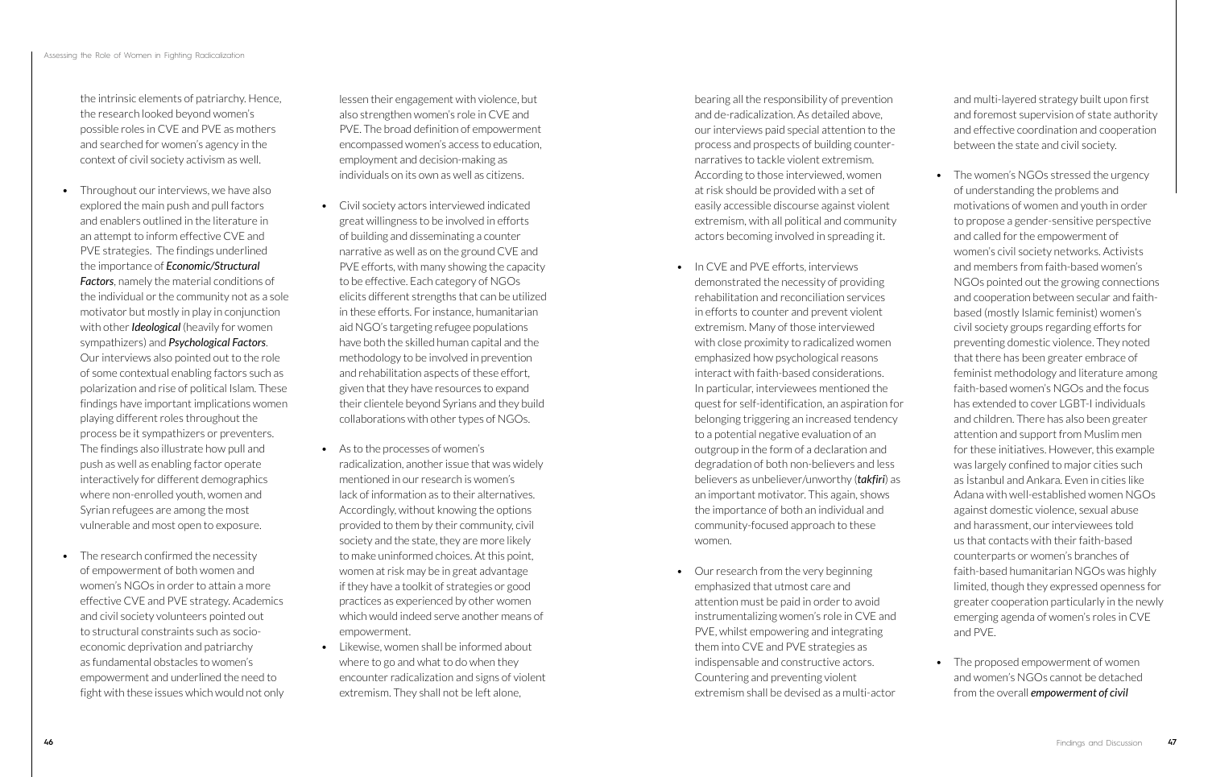the intrinsic elements of patriarchy. Hence, the research looked beyond women's possible roles in CVE and PVE as mothers and searched for women's agency in the context of civil society activism as well.

- Throughout our interviews, we have also explored the main push and pull factors and enablers outlined in the literature in an attempt to inform effective CVE and PVE strategies. The findings underlined the importance of ***Economic/Structural Factors***, namely the material conditions of the individual or the community not as a sole motivator but mostly in play in conjunction with other ***Ideological*** (heavily for women sympathizers) and ***Psychological Factors***. Our interviews also pointed out to the role of some contextual enabling factors such as polarization and rise of political Islam. These findings have important implications women playing different roles throughout the process be it sympathizers or preventers. The findings also illustrate how pull and push as well as enabling factor operate interactively for different demographics where non-enrolled youth, women and Syrian refugees are among the most vulnerable and most open to exposure.

- The research confirmed the necessity of empowerment of both women and women's NGOs in order to attain a more effective CVE and PVE strategy. Academics and civil society volunteers pointed out to structural constraints such as socio-economic deprivation and patriarchy as fundamental obstacles to women's empowerment and underlined the need to fight with these issues which would not only lessen their engagement with violence, but also strengthen women's role in CVE and PVE. The broad definition of empowerment encompassed women's access to education, employment and decision-making as individuals on its own as well as citizens.

- Civil society actors interviewed indicated great willingness to be involved in efforts of building and disseminating a counter narrative as well as on the ground CVE and PVE efforts, with many showing the capacity to be effective. Each category of NGOs elicits different strengths that can be utilized in these efforts. For instance, humanitarian aid NGO's targeting refugee populations have both the skilled human capital and the methodology to be involved in prevention and rehabilitation aspects of these effort, given that they have resources to expand their clientele beyond Syrians and they build collaborations with other types of NGOs.

- As to the processes of women's radicalization, another issue that was widely mentioned in our research is women's lack of information as to their alternatives. Accordingly, without knowing the options provided to them by their community, civil society and the state, they are more likely to make uninformed choices. At this point, women at risk may be in great advantage if they have a toolkit of strategies or good practices as experienced by other women which would indeed serve another means of empowerment.

- Likewise, women shall be informed about where to go and what to do when they encounter radicalization and signs of violent extremism. They shall not be left alone, bearing all the responsibility of prevention and de-radicalization. As detailed above, our interviews paid special attention to the process and prospects of building counter-narratives to tackle violent extremism. According to those interviewed, women at risk should be provided with a set of easily accessible discourse against violent extremism, with all political and community actors becoming involved in spreading it.

- In CVE and PVE efforts, interviews demonstrated the necessity of providing rehabilitation and reconciliation services in efforts to counter and prevent violent extremism. Many of those interviewed with close proximity to radicalized women emphasized how psychological reasons interact with faith-based considerations. In particular, interviewees mentioned the quest for self-identification, an aspiration for belonging triggering an increased tendency to a potential negative evaluation of an outgroup in the form of a declaration and degradation of both non-believers and less believers as unbeliever/unworthy (***takfiri***) as an important motivator. This again, shows the importance of both an individual and community-focused approach to these women.

- Our research from the very beginning emphasized that utmost care and attention must be paid in order to avoid instrumentalizing women's role in CVE and PVE, whilst empowering and integrating them into CVE and PVE strategies as indispensable and constructive actors. Countering and preventing violent extremism shall be devised as a multi-actor and multi-layered strategy built upon first and foremost supervision of state authority and effective coordination and cooperation between the state and civil society.

- The women's NGOs stressed the urgency of understanding the problems and motivations of women and youth in order to propose a gender-sensitive perspective and called for the empowerment of women's civil society networks. Activists and members from faith-based women's NGOs pointed out the growing connections and cooperation between secular and faith-based (mostly Islamic feminist) women's civil society groups regarding efforts for preventing domestic violence. They noted that there has been greater embrace of feminist methodology and literature among faith-based women's NGOs and the focus has extended to cover LGBT-I individuals and children. There has also been greater attention and support from Muslim men for these initiatives. However, this example was largely confined to major cities such as İstanbul and Ankara. Even in cities like Adana with well-established women NGOs against domestic violence, sexual abuse and harassment, our interviewees told us that contacts with their faith-based counterparts or women's branches of faith-based humanitarian NGOs was highly limited, though they expressed openness for greater cooperation particularly in the newly emerging agenda of women's roles in CVE and PVE.

- The proposed empowerment of women and women's NGOs cannot be detached from the overall ***empowerment of civil***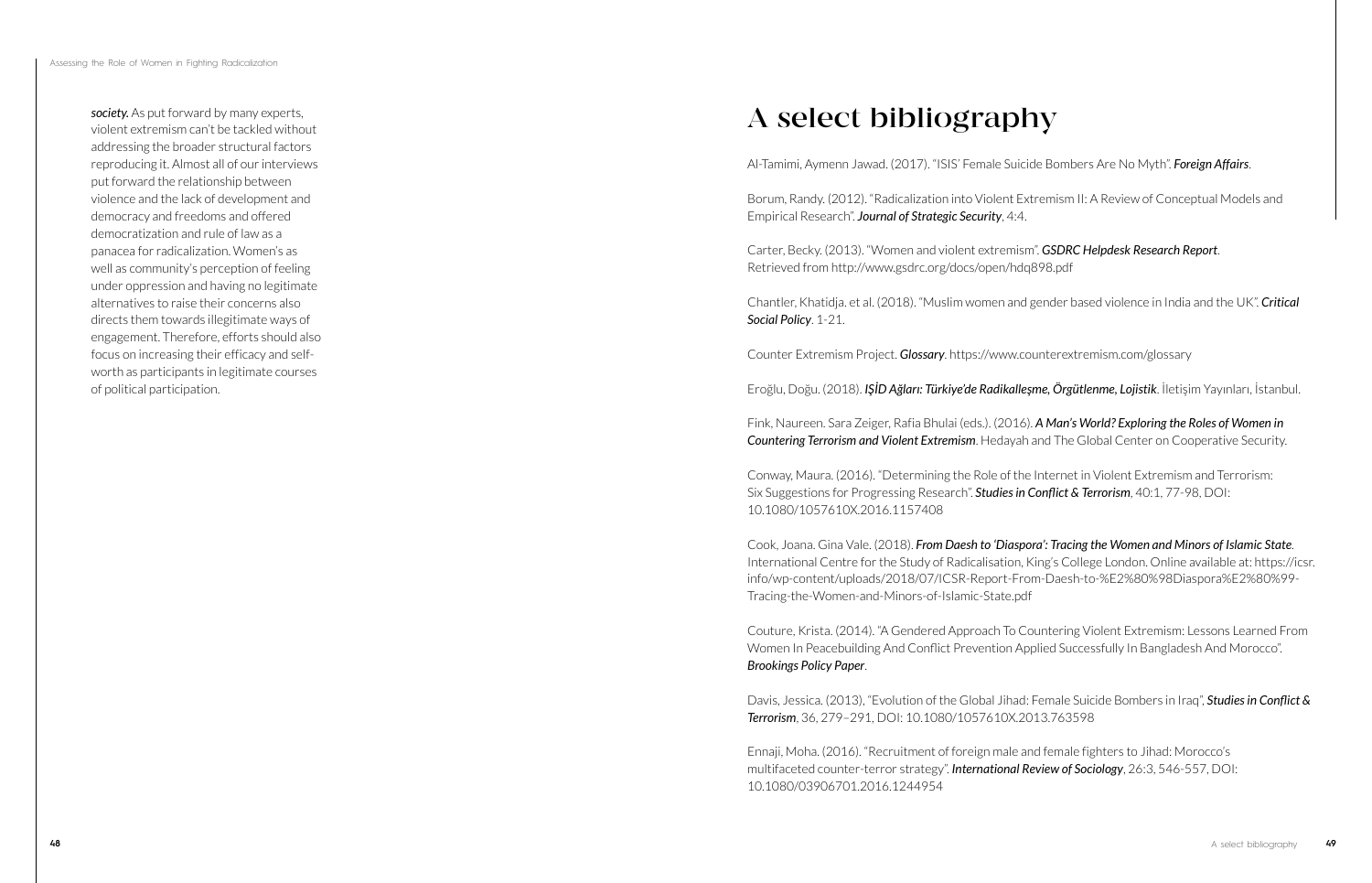***society.*** As put forward by many experts, violent extremism can't be tackled without addressing the broader structural factors reproducing it. Almost all of our interviews put forward the relationship between violence and the lack of development and democracy and freedoms and offered democratization and rule of law as a panacea for radicalization. Women's as well as community's perception of feeling under oppression and having no legitimate alternatives to raise their concerns also directs them towards illegitimate ways of engagement. Therefore, efforts should also focus on increasing their efficacy and self-worth as participants in legitimate courses of political participation.

# A select bibliography

Al-Tamimi, Aymenn Jawad. (2017). "ISIS' Female Suicide Bombers Are No Myth". ***Foreign Affairs***.

Borum, Randy. (2012). "Radicalization into Violent Extremism II: A Review of Conceptual Models and Empirical Research". ***Journal of Strategic Security***, 4:4.

Carter, Becky. (2013). "Women and violent extremism". ***GSDRC Helpdesk Research Report***. Retrieved from http://www.gsdrc.org/docs/open/hdq898.pdf

Chantler, Khatidja. et al. (2018). "Muslim women and gender based violence in India and the UK". ***Critical Social Policy***. 1-21.

Counter Extremism Project. ***Glossary***. https://www.counterextremism.com/glossary

Eroğlu, Doğu. (2018). ***IŞİD Ağları: Türkiye'de Radikalleşme, Örgütlenme, Lojistik***. İletişim Yayınları, İstanbul.

Fink, Naureen. Sara Zeiger, Rafia Bhulai (eds.). (2016). ***A Man's World? Exploring the Roles of Women in Countering Terrorism and Violent Extremism***. Hedayah and The Global Center on Cooperative Security.

Conway, Maura. (2016). "Determining the Role of the Internet in Violent Extremism and Terrorism: Six Suggestions for Progressing Research". ***Studies in Conflict & Terrorism***, 40:1, 77-98, DOI: 10.1080/1057610X.2016.1157408

Cook, Joana. Gina Vale. (2018). ***From Daesh to 'Diaspora': Tracing the Women and Minors of Islamic State***. International Centre for the Study of Radicalisation, King's College London. Online available at: https://icsr.info/wp-content/uploads/2018/07/ICSR-Report-From-Daesh-to-%E2%80%98Diaspora%E2%80%99-Tracing-the-Women-and-Minors-of-Islamic-State.pdf

Couture, Krista. (2014). "A Gendered Approach To Countering Violent Extremism: Lessons Learned From Women In Peacebuilding And Conflict Prevention Applied Successfully In Bangladesh And Morocco". ***Brookings Policy Paper***.

Davis, Jessica. (2013), "Evolution of the Global Jihad: Female Suicide Bombers in Iraq", ***Studies in Conflict & Terrorism***, 36, 279–291, DOI: 10.1080/1057610X.2013.763598

Ennaji, Moha. (2016). "Recruitment of foreign male and female fighters to Jihad: Morocco's multifaceted counter-terror strategy". ***International Review of Sociology***, 26:3, 546-557, DOI: 10.1080/03906701.2016.1244954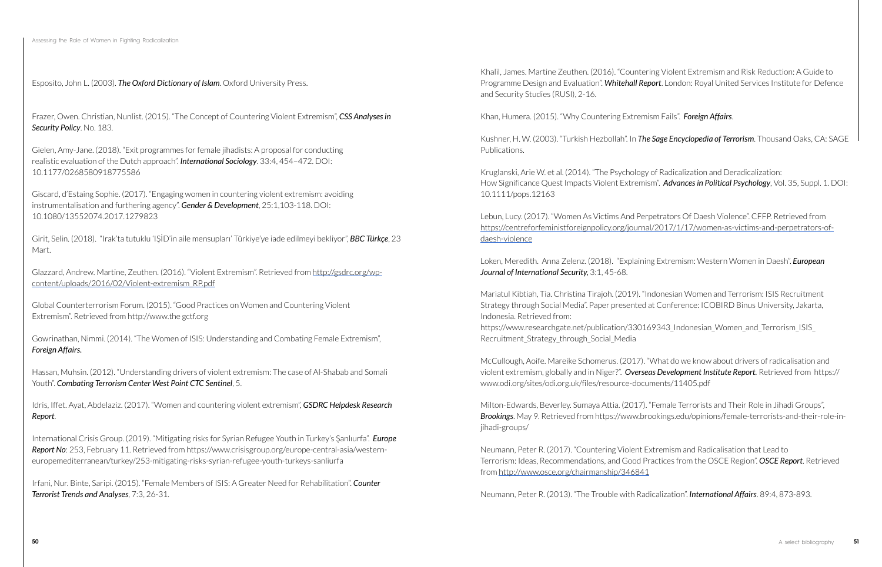Esposito, John L. (2003). ***The Oxford Dictionary of Islam***. Oxford University Press.

Frazer, Owen. Christian, Nunlist. (2015). "The Concept of Countering Violent Extremism", ***CSS Analyses in Security Policy***. No. 183.

Gielen, Amy-Jane. (2018). "Exit programmes for female jihadists: A proposal for conducting realistic evaluation of the Dutch approach". ***International Sociology***. 33:4, 454–472. DOI: 10.1177/0268580918775586

Giscard, d'Estaing Sophie. (2017). "Engaging women in countering violent extremism: avoiding instrumentalisation and furthering agency". ***Gender & Development***, 25:1,103-118. DOI: 10.1080/13552074.2017.1279823

Girit, Selin. (2018). "Irak'ta tutuklu 'IŞİD'in aile mensupları' Türkiye'ye iade edilmeyi bekliyor", ***BBC Türkçe***, 23 Mart.

Glazzard, Andrew. Martine, Zeuthen. (2016). "Violent Extremism". Retrieved from http://gsdrc.org/wp-content/uploads/2016/02/Violent-extremism_RP.pdf

Global Counterterrorism Forum. (2015). "Good Practices on Women and Countering Violent Extremism". Retrieved from http://www.the gctf.org

Gowrinathan, Nimmi. (2014). "The Women of ISIS: Understanding and Combating Female Extremism", ***Foreign Affairs.***

Hassan, Muhsin. (2012). "Understanding drivers of violent extremism: The case of Al-Shabab and Somali Youth". ***Combating Terrorism Center West Point CTC Sentinel***, 5.

Idris, Iffet. Ayat, Abdelaziz. (2017). "Women and countering violent extremism", ***GSDRC Helpdesk Research Report***.

International Crisis Group. (2019). "Mitigating risks for Syrian Refugee Youth in Turkey's Şanlıurfa". ***Europe Report No***: 253, February 11. Retrieved from https://www.crisisgroup.org/europe-central-asia/western-europemediterranean/turkey/253-mitigating-risks-syrian-refugee-youth-turkeys-sanliurfa

Irfani, Nur. Binte, Saripi. (2015). "Female Members of ISIS: A Greater Need for Rehabilitation". ***Counter Terrorist Trends and Analyses***, 7:3, 26-31.

Khalil, James. Martine Zeuthen. (2016). "Countering Violent Extremism and Risk Reduction: A Guide to Programme Design and Evaluation". ***Whitehall Report***. London: Royal United Services Institute for Defence and Security Studies (RUSI), 2-16.

Khan, Humera. (2015). "Why Countering Extremism Fails". ***Foreign Affairs***.

Kushner, H. W. (2003). "Turkish Hezbollah". In ***The Sage Encyclopedia of Terrorism***. Thousand Oaks, CA: SAGE Publications.

Kruglanski, Arie W. et al. (2014). "The Psychology of Radicalization and Deradicalization: How Significance Quest Impacts Violent Extremism". ***Advances in Political Psychology***, Vol. 35, Suppl. 1. DOI: 10.1111/pops.12163

Lebun, Lucy. (2017). "Women As Victims And Perpetrators Of Daesh Violence". CFFP. Retrieved from https://centreforfeministforeignpolicy.org/journal/2017/1/17/women-as-victims-and-perpetrators-of-daesh-violence

Loken, Meredith. Anna Zelenz. (2018). "Explaining Extremism: Western Women in Daesh". ***European Journal of International Security,*** 3:1, 45-68.

Mariatul Kibtiah, Tia. Christina Tirajoh. (2019). "Indonesian Women and Terrorism: ISIS Recruitment Strategy through Social Media". Paper presented at Conference: ICOBIRD Binus University, Jakarta, Indonesia. Retrieved from: https://www.researchgate.net/publication/330169343_Indonesian_Women_and_Terrorism_ISIS_Recruitment_Strategy_through_Social_Media

McCullough, Aoife. Mareike Schomerus. (2017). "What do we know about drivers of radicalisation and violent extremism, globally and in Niger?". ***Overseas Development Institute Report.*** Retrieved from https://www.odi.org/sites/odi.org.uk/files/resource-documents/11405.pdf

Milton-Edwards, Beverley. Sumaya Attia. (2017). "Female Terrorists and Their Role in Jihadi Groups", ***Brookings***. May 9. Retrieved from https://www.brookings.edu/opinions/female-terrorists-and-their-role-in-jihadi-groups/

Neumann, Peter R. (2017). "Countering Violent Extremism and Radicalisation that Lead to Terrorism: Ideas, Recommendations, and Good Practices from the OSCE Region". ***OSCE Report***. Retrieved from http://www.osce.org/chairmanship/346841

Neumann, Peter R. (2013). "The Trouble with Radicalization". ***International Affairs***. 89:4, 873-893.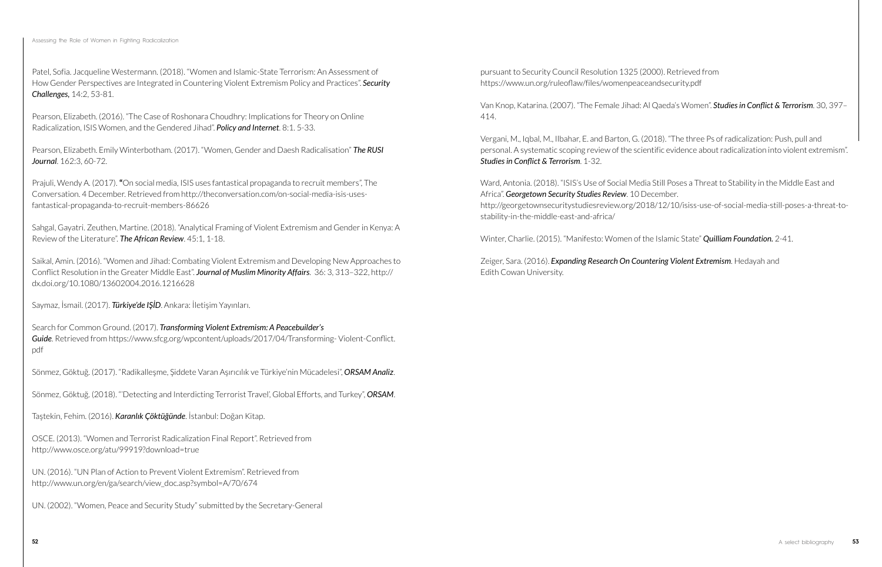Patel, Sofia. Jacqueline Westermann. (2018). "Women and Islamic-State Terrorism: An Assessment of How Gender Perspectives are Integrated in Countering Violent Extremism Policy and Practices". ***Security Challenges,*** 14:2, 53-81.

Pearson, Elizabeth. (2016). "The Case of Roshonara Choudhry: Implications for Theory on Online Radicalization, ISIS Women, and the Gendered Jihad". ***Policy and Internet***. 8:1. 5-33.

Pearson, Elizabeth. Emily Winterbotham. (2017). "Women, Gender and Daesh Radicalisation" ***The RUSI Journal***. 162:3, 60-72.

Prajuli, Wendy A. (2017). **"**On social media, ISIS uses fantastical propaganda to recruit members", The Conversation. 4 December. Retrieved from http://theconversation.com/on-social-media-isis-uses-fantastical-propaganda-to-recruit-members-86626

Sahgal, Gayatri. Zeuthen, Martine. (2018). "Analytical Framing of Violent Extremism and Gender in Kenya: A Review of the Literature". ***The African Review***. 45:1, 1-18.

Saikal, Amin. (2016). "Women and Jihad: Combating Violent Extremism and Developing New Approaches to Conflict Resolution in the Greater Middle East". ***Journal of Muslim Minority Affairs***. 36: 3, 313–322, http://dx.doi.org/10.1080/13602004.2016.1216628

Saymaz, İsmail. (2017). ***Türkiye'de IŞİD***. Ankara: İletişim Yayınları.

Search for Common Ground. (2017). ***Transforming Violent Extremism: A Peacebuilder's Guide***. Retrieved from https://www.sfcg.org/wpcontent/uploads/2017/04/Transforming- Violent-Conflict.pdf

Sönmez, Göktuğ. (2017). "Radikalleşme, Şiddete Varan Aşırıcılık ve Türkiye'nin Mücadelesi", ***ORSAM Analiz***.

Sönmez, Göktuğ. (2018). "'Detecting and Interdicting Terrorist Travel', Global Efforts, and Turkey", ***ORSAM***.

Taştekin, Fehim. (2016). ***Karanlık Çöktüğünde***. İstanbul: Doğan Kitap.

OSCE. (2013). "Women and Terrorist Radicalization Final Report". Retrieved from http://www.osce.org/atu/99919?download=true

UN. (2016). "UN Plan of Action to Prevent Violent Extremism". Retrieved from http://www.un.org/en/ga/search/view_doc.asp?symbol=A/70/674

UN. (2002). "Women, Peace and Security Study" submitted by the Secretary-General pursuant to Security Council Resolution 1325 (2000). Retrieved from https://www.un.org/ruleoflaw/files/womenpeaceandsecurity.pdf

Van Knop, Katarina. (2007). "The Female Jihad: Al Qaeda's Women". ***Studies in Conflict & Terrorism***. 30, 397–414.

Vergani, M., Iqbal, M., Ilbahar, E. and Barton, G. (2018). "The three Ps of radicalization: Push, pull and personal. A systematic scoping review of the scientific evidence about radicalization into violent extremism". ***Studies in Conflict & Terrorism***. 1-32.

Ward, Antonia. (2018). "ISIS's Use of Social Media Still Poses a Threat to Stability in the Middle East and Africa". ***Georgetown Security Studies Review***. 10 December. http://georgetownsecuritystudiesreview.org/2018/12/10/isiss-use-of-social-media-still-poses-a-threat-to-stability-in-the-middle-east-and-africa/

Winter, Charlie. (2015). "Manifesto: Women of the Islamic State" ***Quilliam Foundation.*** 2-41.

Zeiger, Sara. (2016). ***Expanding Research On Countering Violent Extremism***. Hedayah and Edith Cowan University.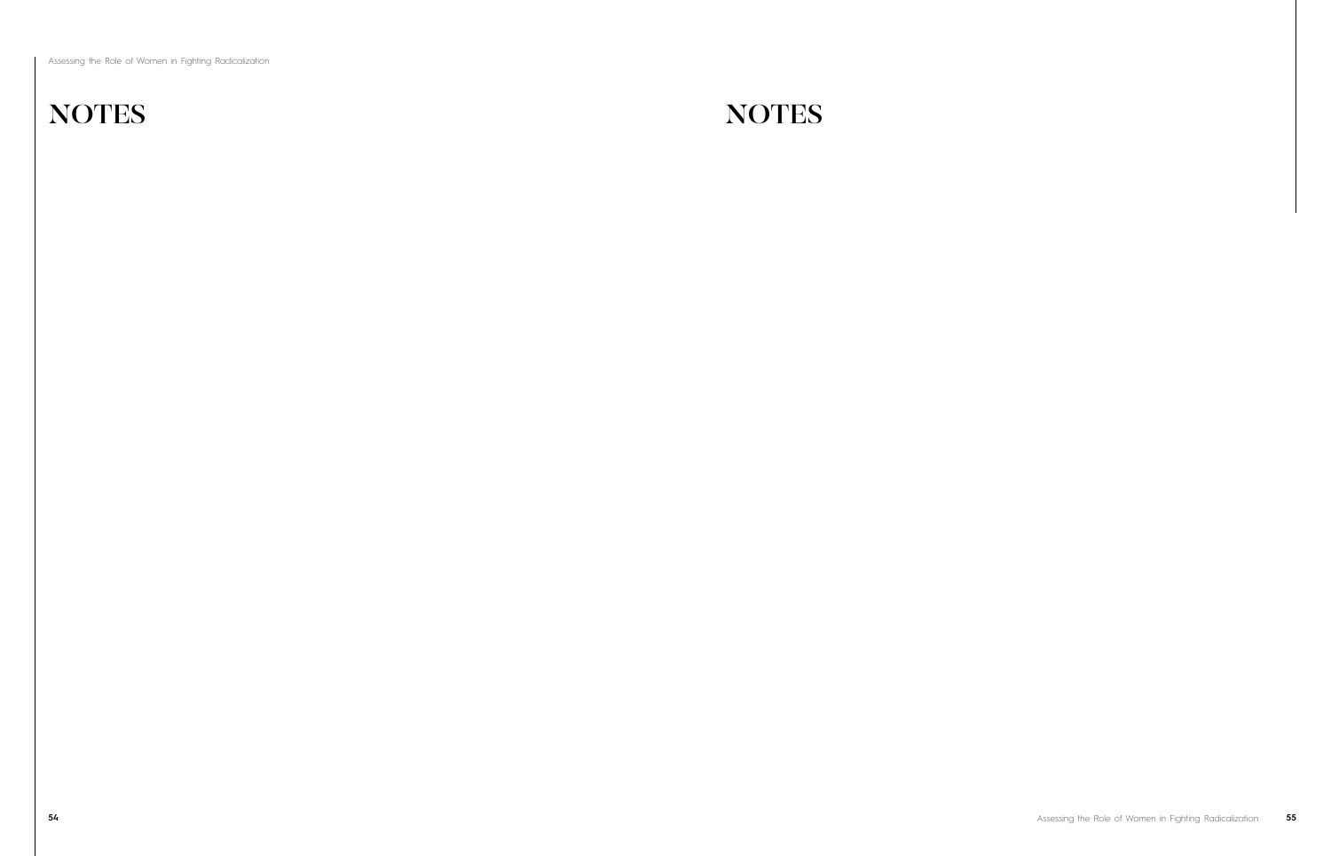# NOTES

# NOTES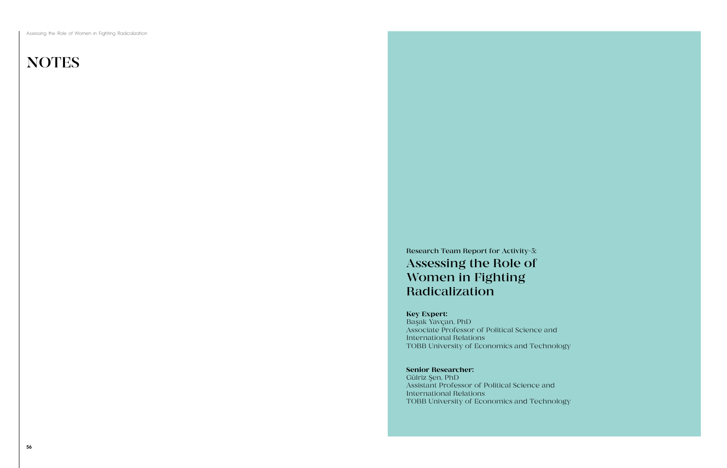# NOTES

Research Team Report for Activity-5:

# Assessing the Role of Women in Fighting Radicalization

**Key Expert:**
Başak Yavçan, PhD
Associate Professor of Political Science and International Relations
TOBB University of Economics and Technology

**Senior Researcher:**
Gülriz Şen, PhD
Assistant Professor of Political Science and International Relations
TOBB University of Economics and Technology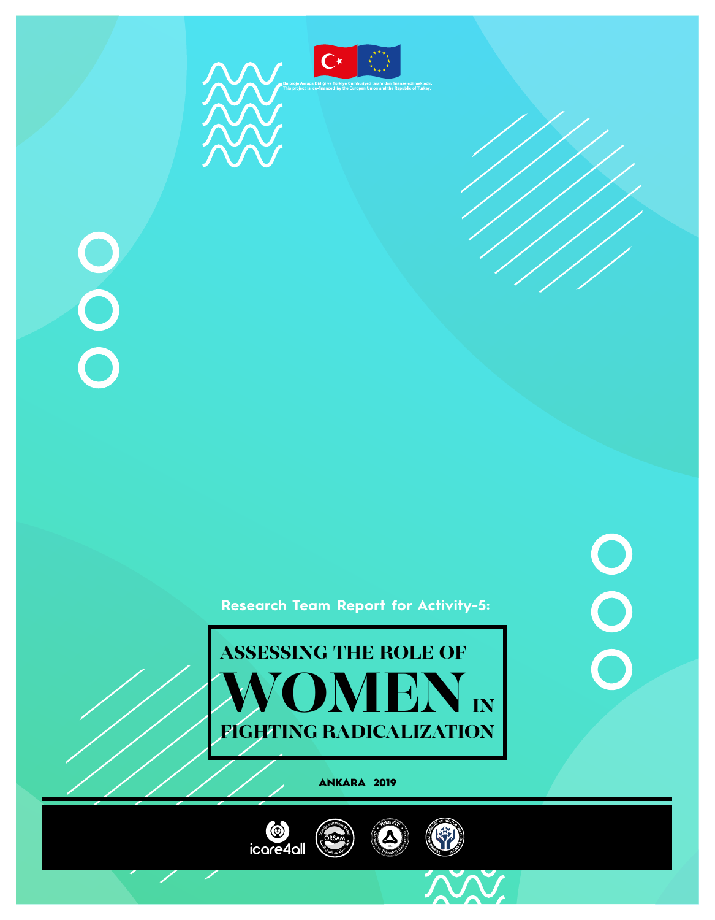Bu proje Avrupa Birliği ve Türkiye Cumhuriyeti tarafından finanse edilmektedir.
This project is co-financed by the European Union and the Republic of Turkey.

**Research Team Report for Activity-5:**

# ASSESSING THE ROLE OF WOMEN IN FIGHTING RADICALIZATION

**ANKARA 2019**

icare4all